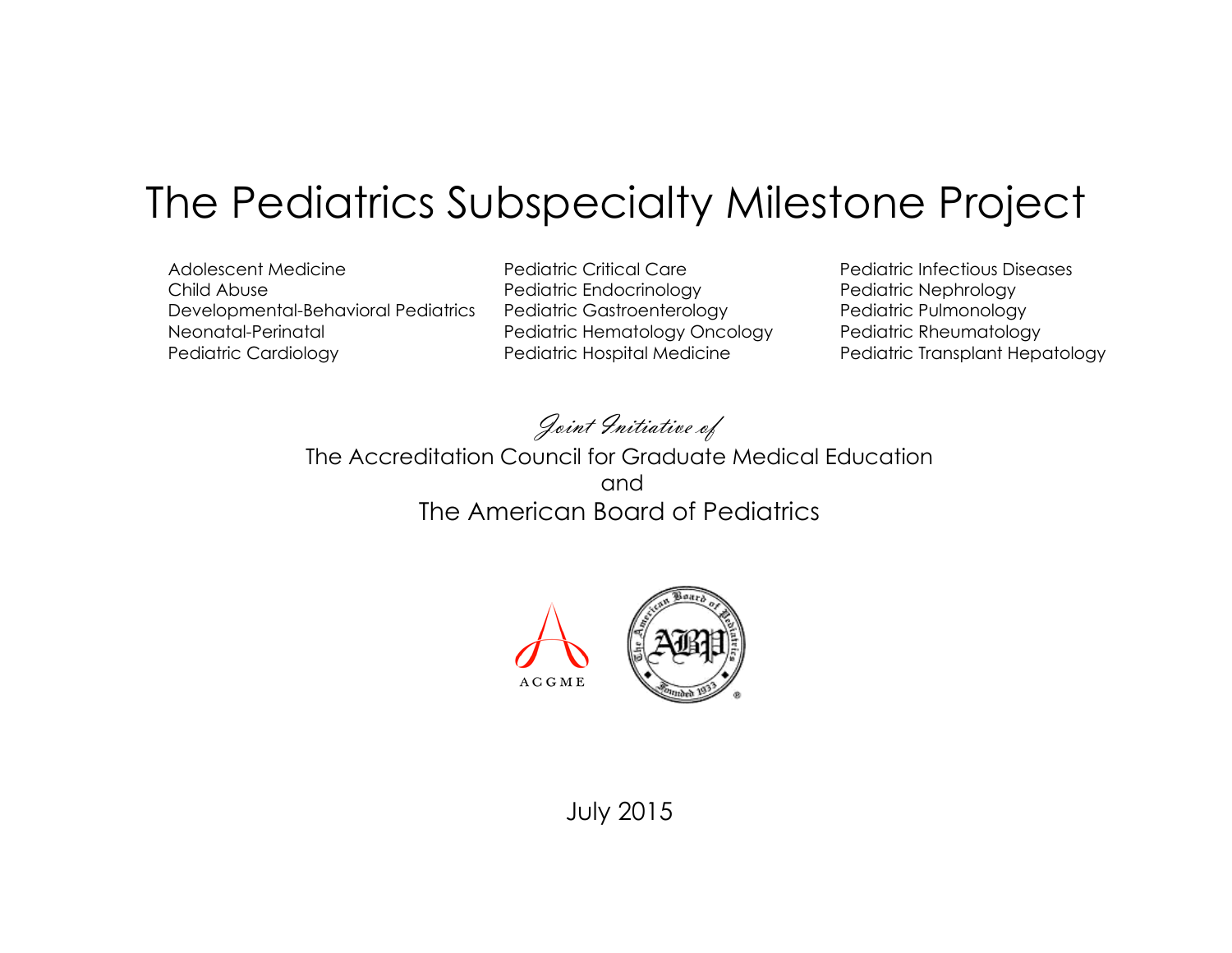# The Pediatrics Subspecialty Milestone Project

Adolescent Medicine
Child Abuse
Developmental-Behavioral Pediatrics
Neonatal-Perinatal
Pediatric Cardiology
Pediatric Critical Care
Pediatric Endocrinology
Pediatric Gastroenterology
Pediatric Hematology Oncology
Pediatric Hospital Medicine
Pediatric Infectious Diseases
Pediatric Nephrology
Pediatric Pulmonology
Pediatric Rheumatology
Pediatric Transplant Hepatology

*Joint Initiative of*

The Accreditation Council for Graduate Medical Education

and

The American Board of Pediatrics

July 2015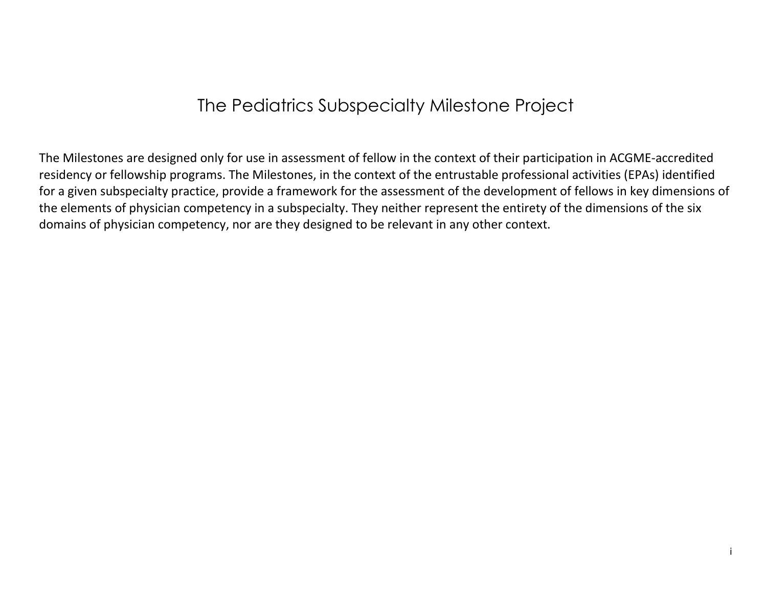# The Pediatrics Subspecialty Milestone Project

The Milestones are designed only for use in assessment of fellow in the context of their participation in ACGME-accredited residency or fellowship programs. The Milestones, in the context of the entrustable professional activities (EPAs) identified for a given subspecialty practice, provide a framework for the assessment of the development of fellows in key dimensions of the elements of physician competency in a subspecialty. They neither represent the entirety of the dimensions of the six domains of physician competency, nor are they designed to be relevant in any other context.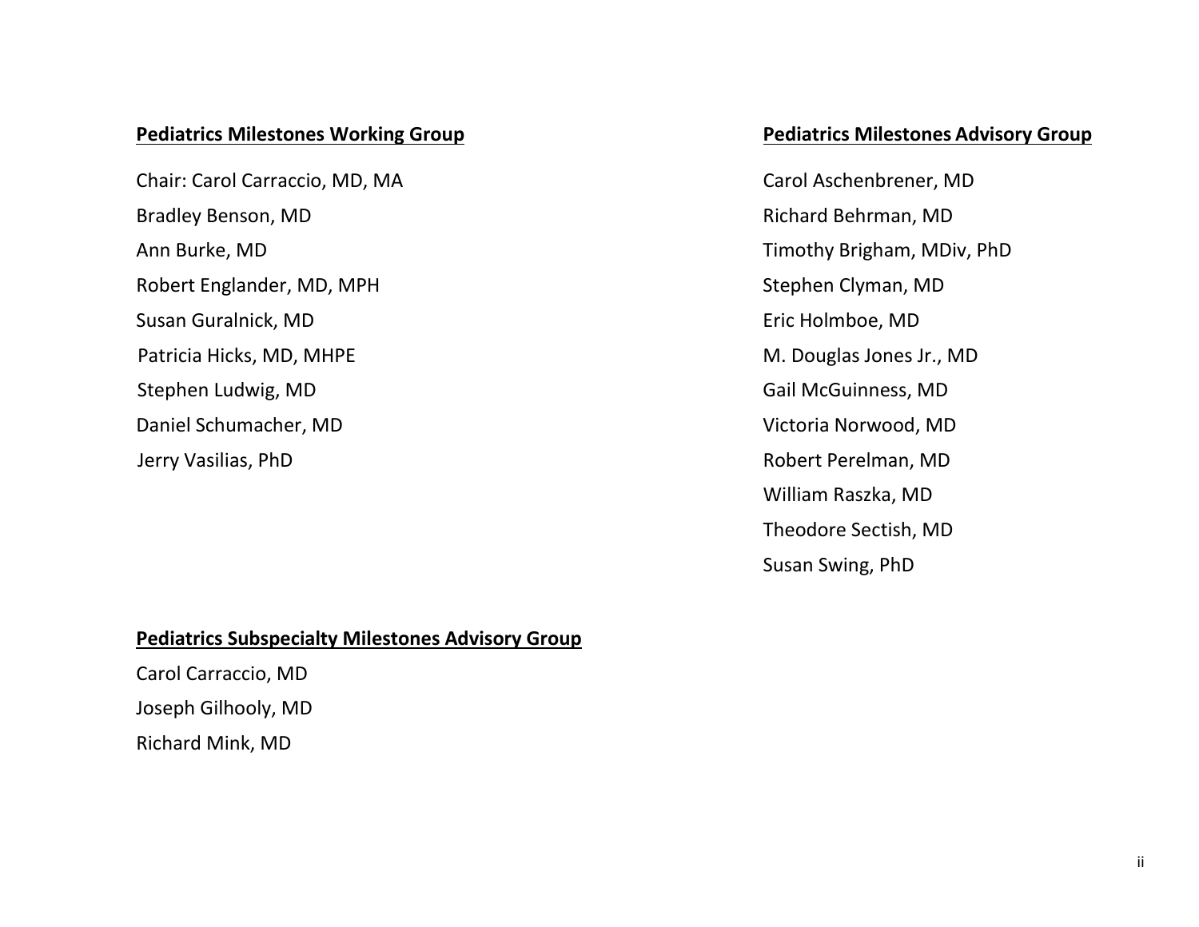**Pediatrics Milestones Working Group**

Chair: Carol Carraccio, MD, MA

Bradley Benson, MD

Ann Burke, MD

Robert Englander, MD, MPH

Susan Guralnick, MD

Patricia Hicks, MD, MHPE

Stephen Ludwig, MD

Daniel Schumacher, MD

Jerry Vasilias, PhD

**Pediatrics Milestones Advisory Group**

Carol Aschenbrener, MD

Richard Behrman, MD

Timothy Brigham, MDiv, PhD

Stephen Clyman, MD

Eric Holmboe, MD

M. Douglas Jones Jr., MD

Gail McGuinness, MD

Victoria Norwood, MD

Robert Perelman, MD

William Raszka, MD

Theodore Sectish, MD

Susan Swing, PhD

**Pediatrics Subspecialty Milestones Advisory Group**

Carol Carraccio, MD

Joseph Gilhooly, MD

Richard Mink, MD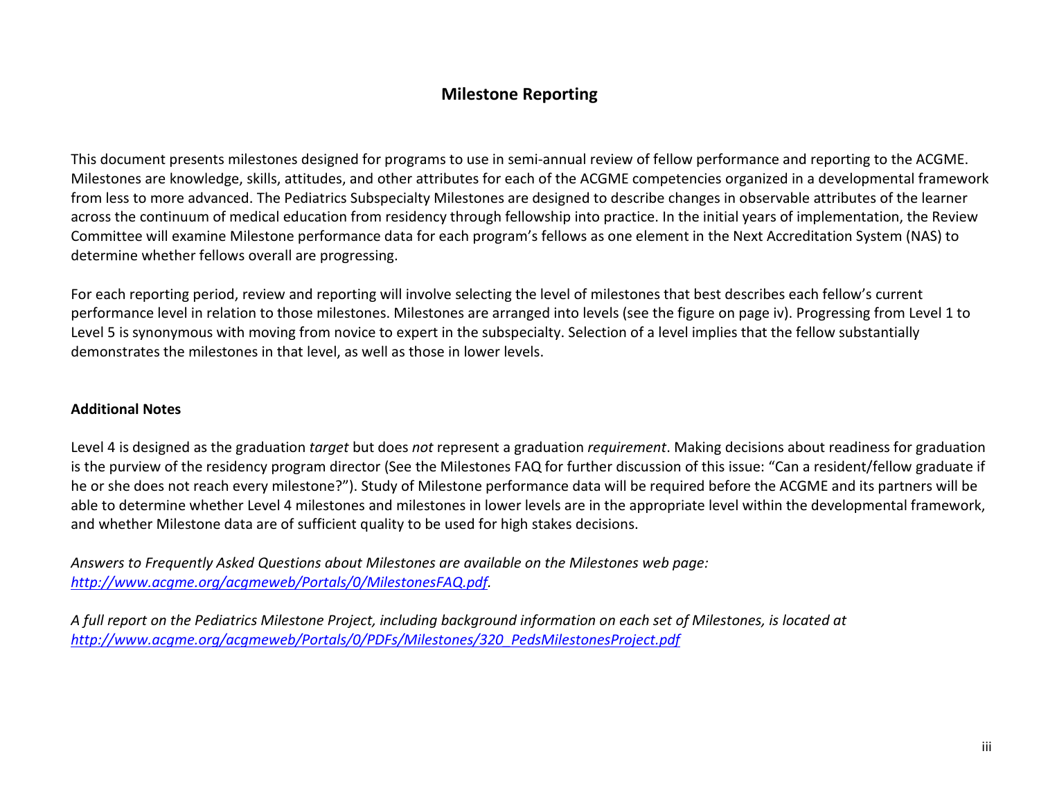## Milestone Reporting

This document presents milestones designed for programs to use in semi-annual review of fellow performance and reporting to the ACGME. Milestones are knowledge, skills, attitudes, and other attributes for each of the ACGME competencies organized in a developmental framework from less to more advanced. The Pediatrics Subspecialty Milestones are designed to describe changes in observable attributes of the learner across the continuum of medical education from residency through fellowship into practice. In the initial years of implementation, the Review Committee will examine Milestone performance data for each program's fellows as one element in the Next Accreditation System (NAS) to determine whether fellows overall are progressing.

For each reporting period, review and reporting will involve selecting the level of milestones that best describes each fellow's current performance level in relation to those milestones. Milestones are arranged into levels (see the figure on page iv). Progressing from Level 1 to Level 5 is synonymous with moving from novice to expert in the subspecialty. Selection of a level implies that the fellow substantially demonstrates the milestones in that level, as well as those in lower levels.

**Additional Notes**

Level 4 is designed as the graduation *target* but does *not* represent a graduation *requirement*. Making decisions about readiness for graduation is the purview of the residency program director (See the Milestones FAQ for further discussion of this issue: "Can a resident/fellow graduate if he or she does not reach every milestone?"). Study of Milestone performance data will be required before the ACGME and its partners will be able to determine whether Level 4 milestones and milestones in lower levels are in the appropriate level within the developmental framework, and whether Milestone data are of sufficient quality to be used for high stakes decisions.

*Answers to Frequently Asked Questions about Milestones are available on the Milestones web page:* *[http://www.acgme.org/acgmeweb/Portals/0/MilestonesFAQ.pdf](http://www.acgme.org/acgmeweb/Portals/0/MilestonesFAQ.pdf).*

*A full report on the Pediatrics Milestone Project, including background information on each set of Milestones, is located at* *[http://www.acgme.org/acgmeweb/Portals/0/PDFs/Milestones/320_PedsMilestonesProject.pdf](http://www.acgme.org/acgmeweb/Portals/0/PDFs/Milestones/320_PedsMilestonesProject.pdf)*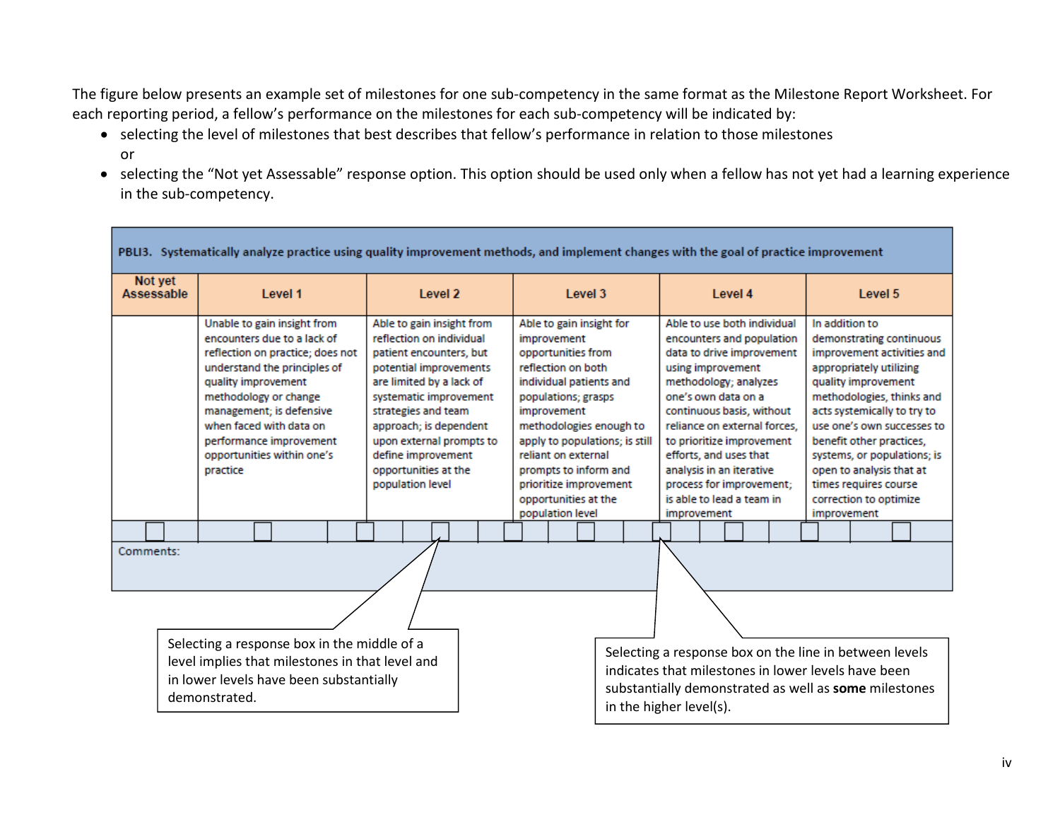The figure below presents an example set of milestones for one sub-competency in the same format as the Milestone Report Worksheet. For each reporting period, a fellow's performance on the milestones for each sub-competency will be indicated by:

- selecting the level of milestones that best describes that fellow's performance in relation to those milestones

  or
- selecting the "Not yet Assessable" response option. This option should be used only when a fellow has not yet had a learning experience in the sub-competency.

**PBLI3. Systematically analyze practice using quality improvement methods, and implement changes with the goal of practice improvement**

| Not yet Assessable | Level 1 | Level 2 | Level 3 | Level 4 | Level 5 |
|---|---|---|---|---|---|
| | Unable to gain insight from encounters due to a lack of reflection on practice; does not understand the principles of quality improvement methodology or change management; is defensive when faced with data on performance improvement opportunities within one's practice | Able to gain insight from reflection on individual patient encounters, but potential improvements are limited by a lack of systematic improvement strategies and team approach; is dependent upon external prompts to define improvement opportunities at the population level | Able to gain insight for improvement opportunities from reflection on both individual patients and populations; grasps improvement methodologies enough to apply to populations; is still reliant on external prompts to inform and prioritize improvement opportunities at the population level | Able to use both individual encounters and population data to drive improvement using improvement methodology; analyzes one's own data on a continuous basis, without reliance on external forces, to prioritize improvement efforts, and uses that analysis in an iterative process for improvement; is able to lead a team in improvement | In addition to demonstrating continuous improvement activities and appropriately utilizing quality improvement methodologies, thinks and acts systemically to try to use one's own successes to benefit other practices, systems, or populations; is open to analysis that at times requires course correction to optimize improvement |

Comments:

Selecting a response box in the middle of a level implies that milestones in that level and in lower levels have been substantially demonstrated.

Selecting a response box on the line in between levels indicates that milestones in lower levels have been substantially demonstrated as well as **some** milestones in the higher level(s).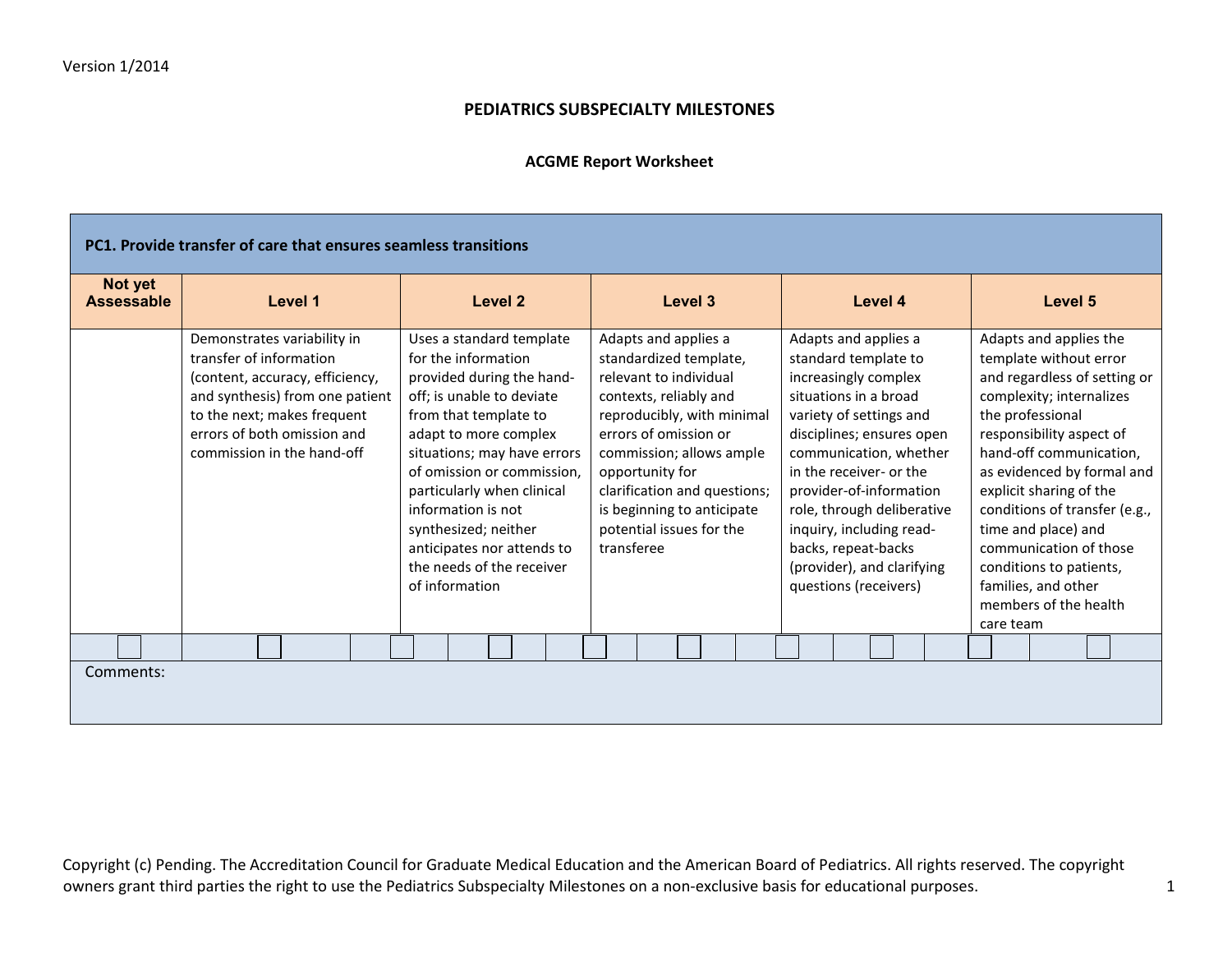Version 1/2014

# PEDIATRICS SUBSPECIALTY MILESTONES

## ACGME Report Worksheet

| PC1. Provide transfer of care that ensures seamless transitions | | | | | |
|---|---|---|---|---|---|
| **Not yet Assessable** | **Level 1** | **Level 2** | **Level 3** | **Level 4** | **Level 5** |
| | Demonstrates variability in transfer of information (content, accuracy, efficiency, and synthesis) from one patient to the next; makes frequent errors of both omission and commission in the hand-off | Uses a standard template for the information provided during the hand-off; is unable to deviate from that template to adapt to more complex situations; may have errors of omission or commission, particularly when clinical information is not synthesized; neither anticipates nor attends to the needs of the receiver of information | Adapts and applies a standardized template, relevant to individual contexts, reliably and reproducibly, with minimal errors of omission or commission; allows ample opportunity for clarification and questions; is beginning to anticipate potential issues for the transferee | Adapts and applies a standard template to increasingly complex situations in a broad variety of settings and disciplines; ensures open communication, whether in the receiver- or the provider-of-information role, through deliberative inquiry, including read-backs, repeat-backs (provider), and clarifying questions (receivers) | Adapts and applies the template without error and regardless of setting or complexity; internalizes the professional responsibility aspect of hand-off communication, as evidenced by formal and explicit sharing of the conditions of transfer (e.g., time and place) and communication of those conditions to patients, families, and other members of the health care team |
| ☐ | ☐ ☐ | ☐ ☐ | ☐ ☐ | ☐ ☐ | ☐ ☐ |

Comments: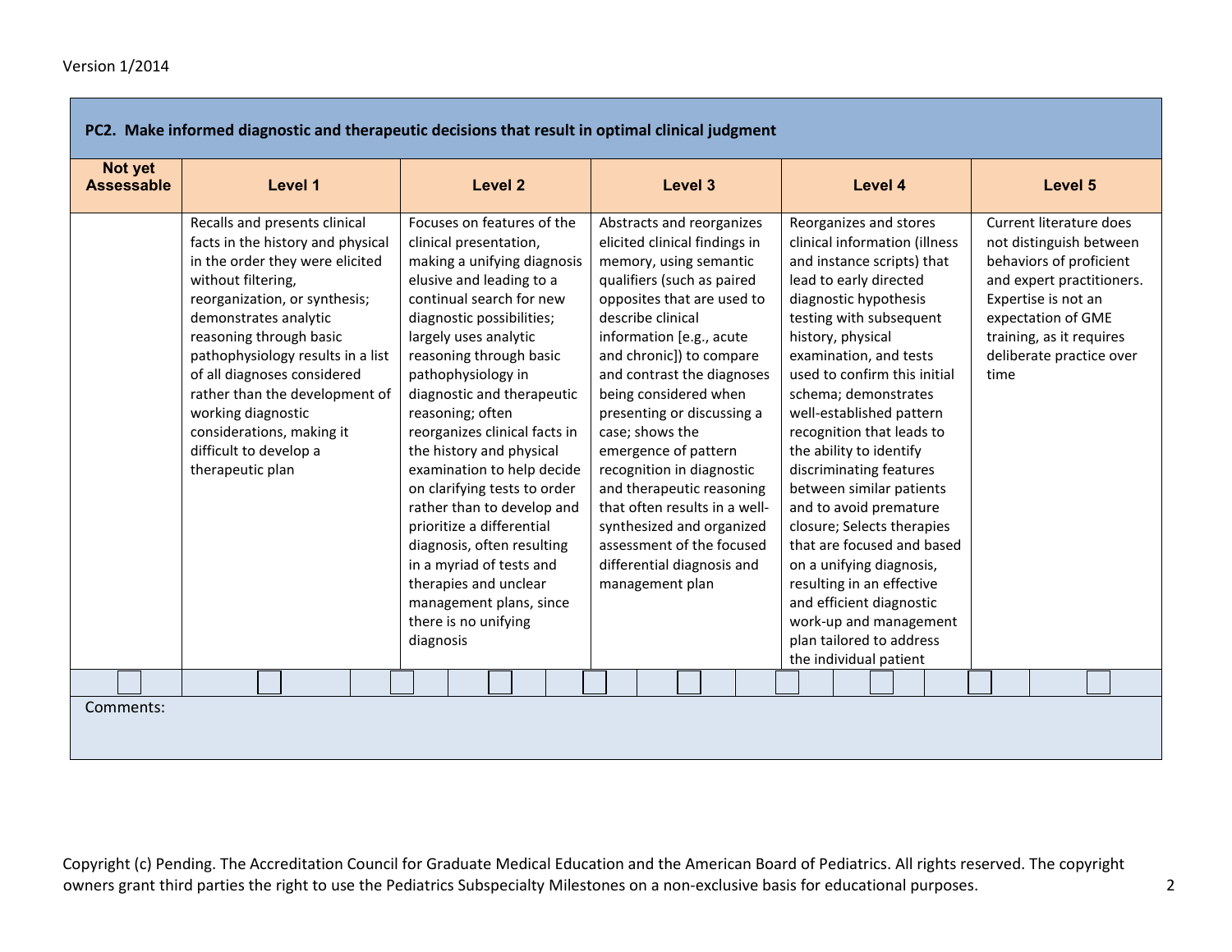Version 1/2014

| **PC2. Make informed diagnostic and therapeutic decisions that result in optimal clinical judgment** | | | | | |
|---|---|---|---|---|---|
| **Not yet Assessable** | **Level 1** | **Level 2** | **Level 3** | **Level 4** | **Level 5** |
| | Recalls and presents clinical facts in the history and physical in the order they were elicited without filtering, reorganization, or synthesis; demonstrates analytic reasoning through basic pathophysiology results in a list of all diagnoses considered rather than the development of working diagnostic considerations, making it difficult to develop a therapeutic plan | Focuses on features of the clinical presentation, making a unifying diagnosis elusive and leading to a continual search for new diagnostic possibilities; largely uses analytic reasoning through basic pathophysiology in diagnostic and therapeutic reasoning; often reorganizes clinical facts in the history and physical examination to help decide on clarifying tests to order rather than to develop and prioritize a differential diagnosis, often resulting in a myriad of tests and therapies and unclear management plans, since there is no unifying diagnosis | Abstracts and reorganizes elicited clinical findings in memory, using semantic qualifiers (such as paired opposites that are used to describe clinical information [e.g., acute and chronic]) to compare and contrast the diagnoses being considered when presenting or discussing a case; shows the emergence of pattern recognition in diagnostic and therapeutic reasoning that often results in a well-synthesized and organized assessment of the focused differential diagnosis and management plan | Reorganizes and stores clinical information (illness and instance scripts) that lead to early directed diagnostic hypothesis testing with subsequent history, physical examination, and tests used to confirm this initial schema; demonstrates well-established pattern recognition that leads to the ability to identify discriminating features between similar patients and to avoid premature closure; Selects therapies that are focused and based on a unifying diagnosis, resulting in an effective and efficient diagnostic work-up and management plan tailored to address the individual patient | Current literature does not distinguish between behaviors of proficient and expert practitioners. Expertise is not an expectation of GME training, as it requires deliberate practice over time |
| ☐ | ☐ ☐ | ☐ ☐ | ☐ ☐ | ☐ ☐ | ☐ ☐ |

Comments:

Copyright (c) Pending. The Accreditation Council for Graduate Medical Education and the American Board of Pediatrics. All rights reserved. The copyright owners grant third parties the right to use the Pediatrics Subspecialty Milestones on a non-exclusive basis for educational purposes.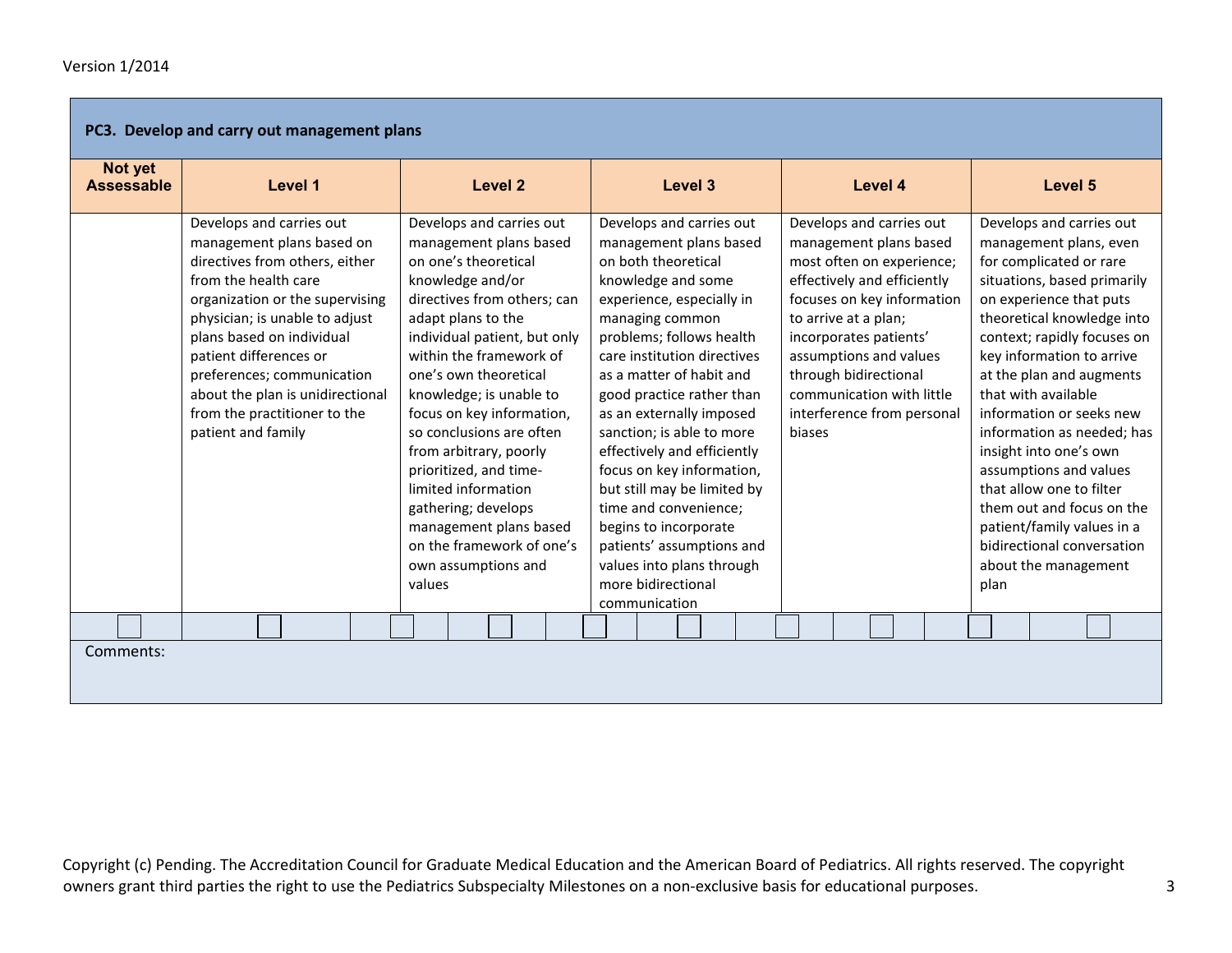## PC3. Develop and carry out management plans

| Not yet Assessable | Level 1 | Level 2 | Level 3 | Level 4 | Level 5 |
|---|---|---|---|---|---|
| | Develops and carries out management plans based on directives from others, either from the health care organization or the supervising physician; is unable to adjust plans based on individual patient differences or preferences; communication about the plan is unidirectional from the practitioner to the patient and family | Develops and carries out management plans based on one's theoretical knowledge and/or directives from others; can adapt plans to the individual patient, but only within the framework of one's own theoretical knowledge; is unable to focus on key information, so conclusions are often from arbitrary, poorly prioritized, and time-limited information gathering; develops management plans based on the framework of one's own assumptions and values | Develops and carries out management plans based on both theoretical knowledge and some experience, especially in managing common problems; follows health care institution directives as a matter of habit and good practice rather than as an externally imposed sanction; is able to more effectively and efficiently focus on key information, but still may be limited by time and convenience; begins to incorporate patients' assumptions and values into plans through more bidirectional communication | Develops and carries out management plans based most often on experience; effectively and efficiently focuses on key information to arrive at a plan; incorporates patients' assumptions and values through bidirectional communication with little interference from personal biases | Develops and carries out management plans, even for complicated or rare situations, based primarily on experience that puts theoretical knowledge into context; rapidly focuses on key information to arrive at the plan and augments that with available information or seeks new information as needed; has insight into one's own assumptions and values that allow one to filter them out and focus on the patient/family values in a bidirectional conversation about the management plan |

Comments: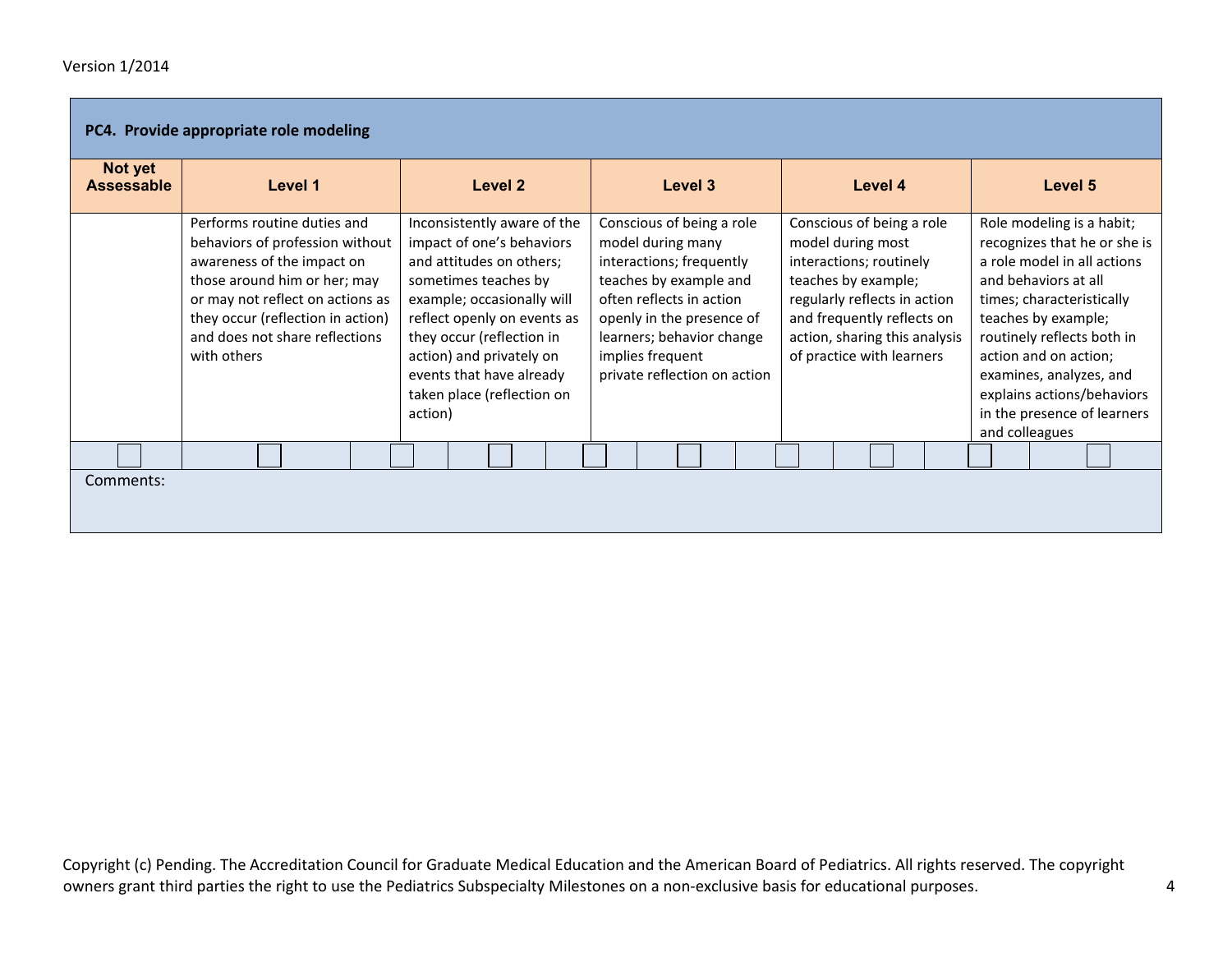Version 1/2014

| PC4. Provide appropriate role modeling | | | | | |
|---|---|---|---|---|---|
| **Not yet Assessable** | **Level 1** | **Level 2** | **Level 3** | **Level 4** | **Level 5** |
| | Performs routine duties and behaviors of profession without awareness of the impact on those around him or her; may or may not reflect on actions as they occur (reflection in action) and does not share reflections with others | Inconsistently aware of the impact of one's behaviors and attitudes on others; sometimes teaches by example; occasionally will reflect openly on events as they occur (reflection in action) and privately on events that have already taken place (reflection on action) | Conscious of being a role model during many interactions; frequently teaches by example and often reflects in action openly in the presence of learners; behavior change implies frequent private reflection on action | Conscious of being a role model during most interactions; routinely teaches by example; regularly reflects in action and frequently reflects on action, sharing this analysis of practice with learners | Role modeling is a habit; recognizes that he or she is a role model in all actions and behaviors at all times; characteristically teaches by example; routinely reflects both in action and on action; examines, analyzes, and explains actions/behaviors in the presence of learners and colleagues |

Comments:

Copyright (c) Pending. The Accreditation Council for Graduate Medical Education and the American Board of Pediatrics. All rights reserved. The copyright owners grant third parties the right to use the Pediatrics Subspecialty Milestones on a non-exclusive basis for educational purposes.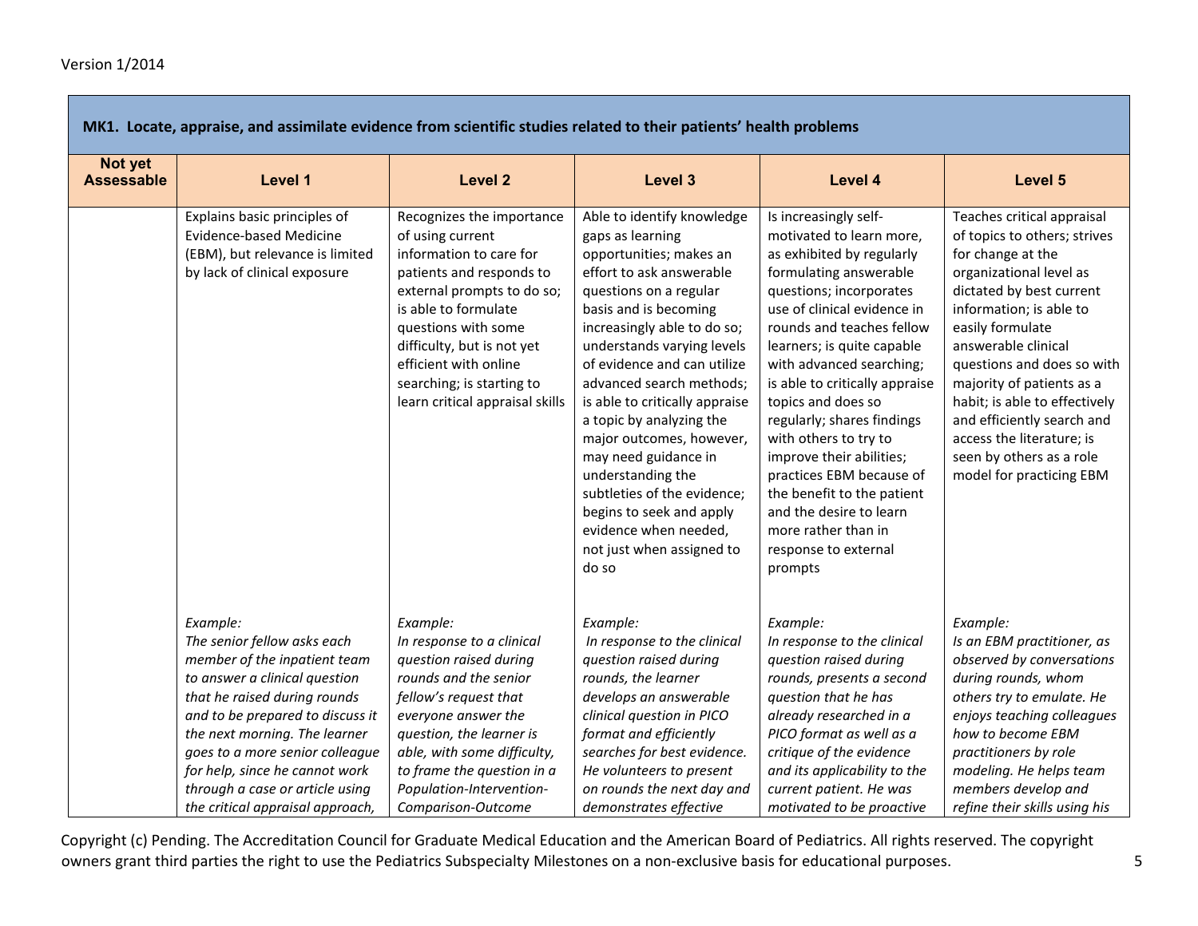Version 1/2014

| MK1. Locate, appraise, and assimilate evidence from scientific studies related to their patients' health problems | | | | | |
|---|---|---|---|---|---|
| **Not yet Assessable** | **Level 1** | **Level 2** | **Level 3** | **Level 4** | **Level 5** |
| | Explains basic principles of Evidence-based Medicine (EBM), but relevance is limited by lack of clinical exposure | Recognizes the importance of using current information to care for patients and responds to external prompts to do so; is able to formulate questions with some difficulty, but is not yet efficient with online searching; is starting to learn critical appraisal skills | Able to identify knowledge gaps as learning opportunities; makes an effort to ask answerable questions on a regular basis and is becoming increasingly able to do so; understands varying levels of evidence and can utilize advanced search methods; is able to critically appraise a topic by analyzing the major outcomes, however, may need guidance in understanding the subtleties of the evidence; begins to seek and apply evidence when needed, not just when assigned to do so | Is increasingly self-motivated to learn more, as exhibited by regularly formulating answerable questions; incorporates use of clinical evidence in rounds and teaches fellow learners; is quite capable with advanced searching; is able to critically appraise topics and does so regularly; shares findings with others to try to improve their abilities; practices EBM because of the benefit to the patient and the desire to learn more rather than in response to external prompts | Teaches critical appraisal of topics to others; strives for change at the organizational level as dictated by best current information; is able to easily formulate answerable clinical questions and does so with majority of patients as a habit; is able to effectively and efficiently search and access the literature; is seen by others as a role model for practicing EBM |
| | *Example:* *The senior fellow asks each member of the inpatient team to answer a clinical question that he raised during rounds and to be prepared to discuss it the next morning. The learner goes to a more senior colleague for help, since he cannot work through a case or article using the critical appraisal approach,* | *Example:* *In response to a clinical question raised during rounds and the senior fellow's request that everyone answer the question, the learner is able, with some difficulty, to frame the question in a Population-Intervention-Comparison-Outcome* | *Example:* *In response to the clinical question raised during rounds, the learner develops an answerable clinical question in PICO format and efficiently searches for best evidence. He volunteers to present on rounds the next day and demonstrates effective* | *Example:* *In response to the clinical question raised during rounds, presents a second question that he has already researched in a PICO format as well as a critique of the evidence and its applicability to the current patient. He was motivated to be proactive* | *Example:* *Is an EBM practitioner, as observed by conversations during rounds, whom others try to emulate. He enjoys teaching colleagues how to become EBM practitioners by role modeling. He helps team members develop and refine their skills using his* |

Copyright (c) Pending. The Accreditation Council for Graduate Medical Education and the American Board of Pediatrics. All rights reserved. The copyright owners grant third parties the right to use the Pediatrics Subspecialty Milestones on a non-exclusive basis for educational purposes.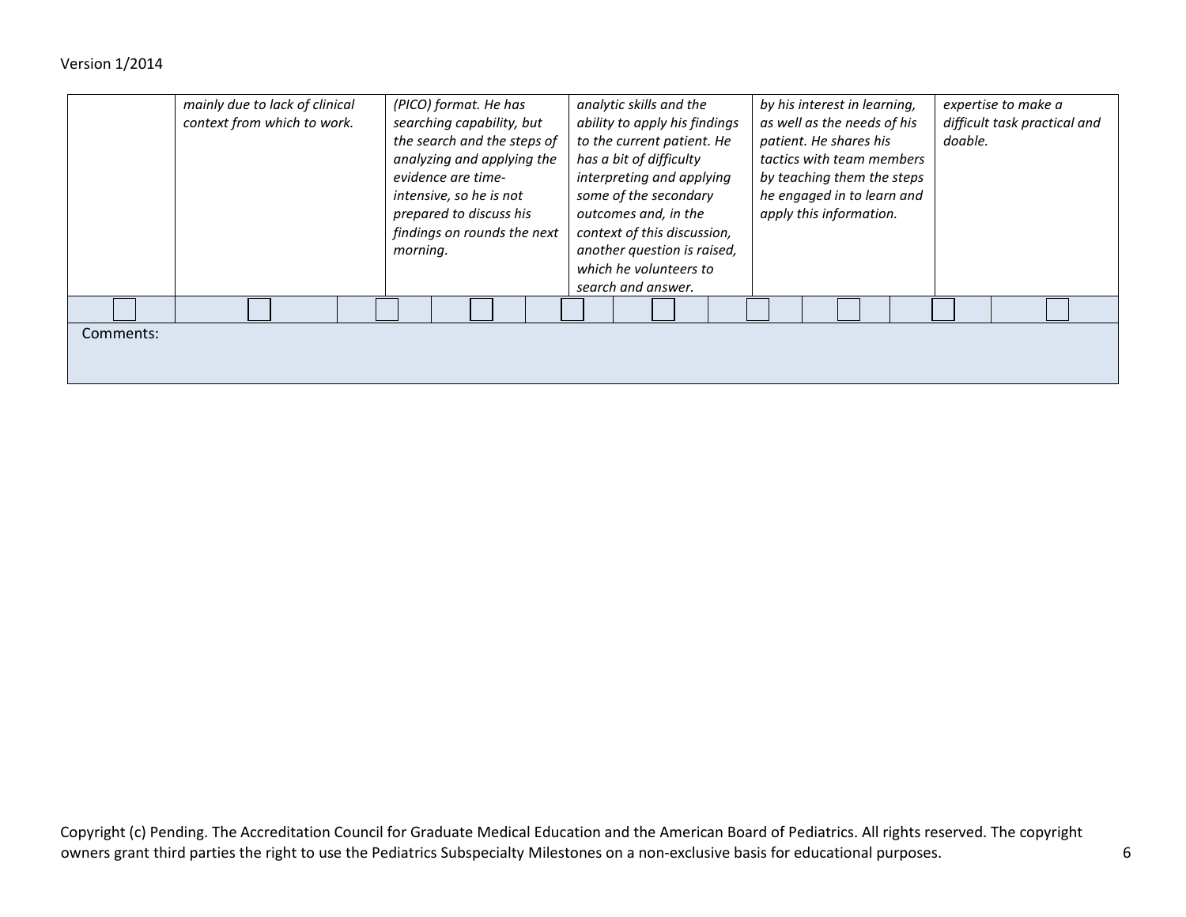| | | | | | |
|---|---|---|---|---|---|
| | *mainly due to lack of clinical context from which to work.* | *(PICO) format. He has searching capability, but the search and the steps of analyzing and applying the evidence are time-intensive, so he is not prepared to discuss his findings on rounds the next morning.* | *analytic skills and the ability to apply his findings to the current patient. He has a bit of difficulty interpreting and applying some of the secondary outcomes and, in the context of this discussion, another question is raised, which he volunteers to search and answer.* | *by his interest in learning, as well as the needs of his patient. He shares his tactics with team members by teaching them the steps he engaged in to learn and apply this information.* | *expertise to make a difficult task practical and doable.* |
| ☐ | ☐ ☐ | ☐ ☐ | ☐ ☐ | ☐ ☐ | ☐ ☐ |

Comments: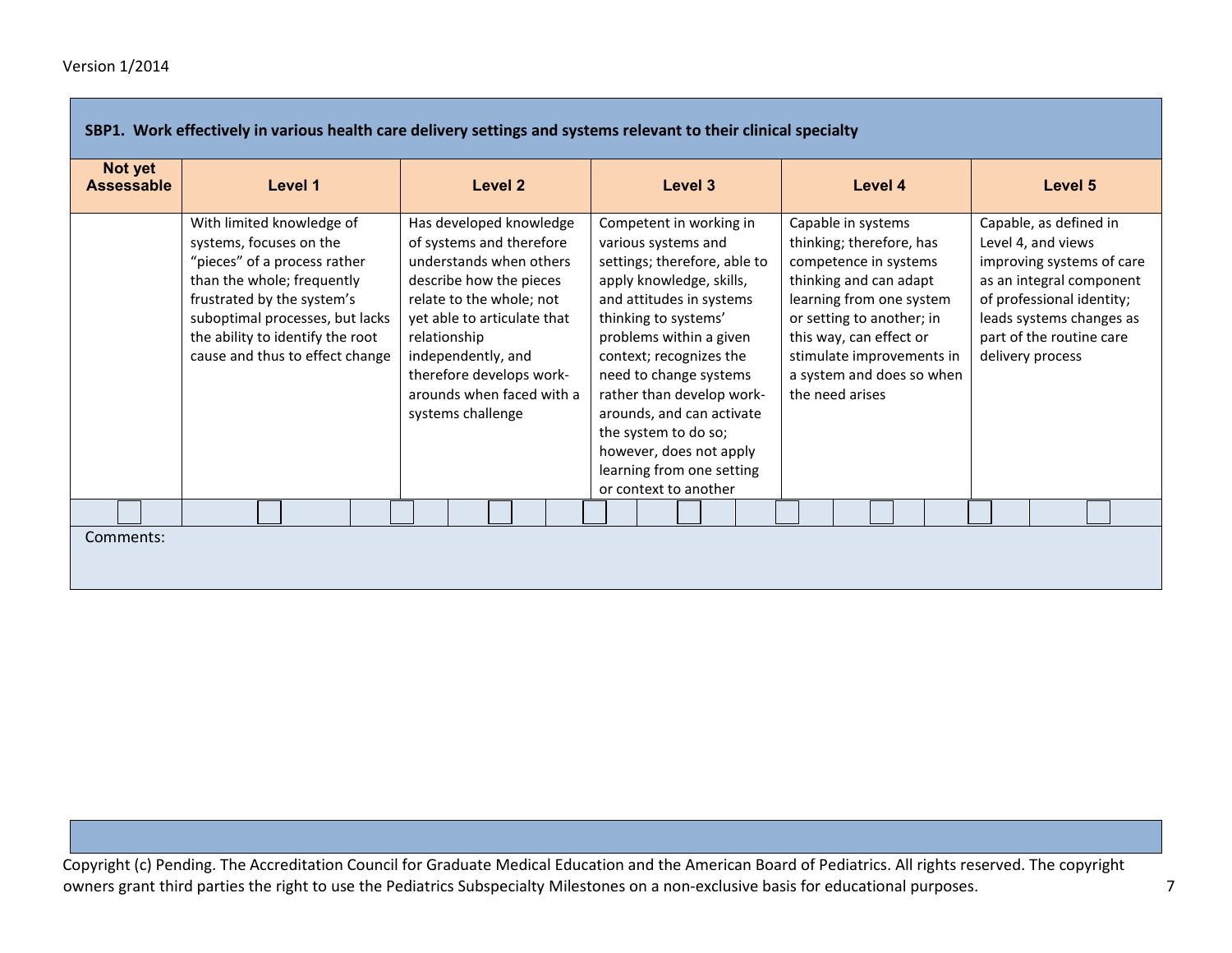| SBP1. Work effectively in various health care delivery settings and systems relevant to their clinical specialty | | | | | |
|---|---|---|---|---|---|
| **Not yet Assessable** | **Level 1** | **Level 2** | **Level 3** | **Level 4** | **Level 5** |
| | With limited knowledge of systems, focuses on the "pieces" of a process rather than the whole; frequently frustrated by the system's suboptimal processes, but lacks the ability to identify the root cause and thus to effect change | Has developed knowledge of systems and therefore understands when others describe how the pieces relate to the whole; not yet able to articulate that relationship independently, and therefore develops work-arounds when faced with a systems challenge | Competent in working in various systems and settings; therefore, able to apply knowledge, skills, and attitudes in systems thinking to systems' problems within a given context; recognizes the need to change systems rather than develop work-arounds, and can activate the system to do so; however, does not apply learning from one setting or context to another | Capable in systems thinking; therefore, has competence in systems thinking and can adapt learning from one system or setting to another; in this way, can effect or stimulate improvements in a system and does so when the need arises | Capable, as defined in Level 4, and views improving systems of care as an integral component of professional identity; leads systems changes as part of the routine care delivery process |

Comments:

Copyright (c) Pending. The Accreditation Council for Graduate Medical Education and the American Board of Pediatrics. All rights reserved. The copyright owners grant third parties the right to use the Pediatrics Subspecialty Milestones on a non-exclusive basis for educational purposes.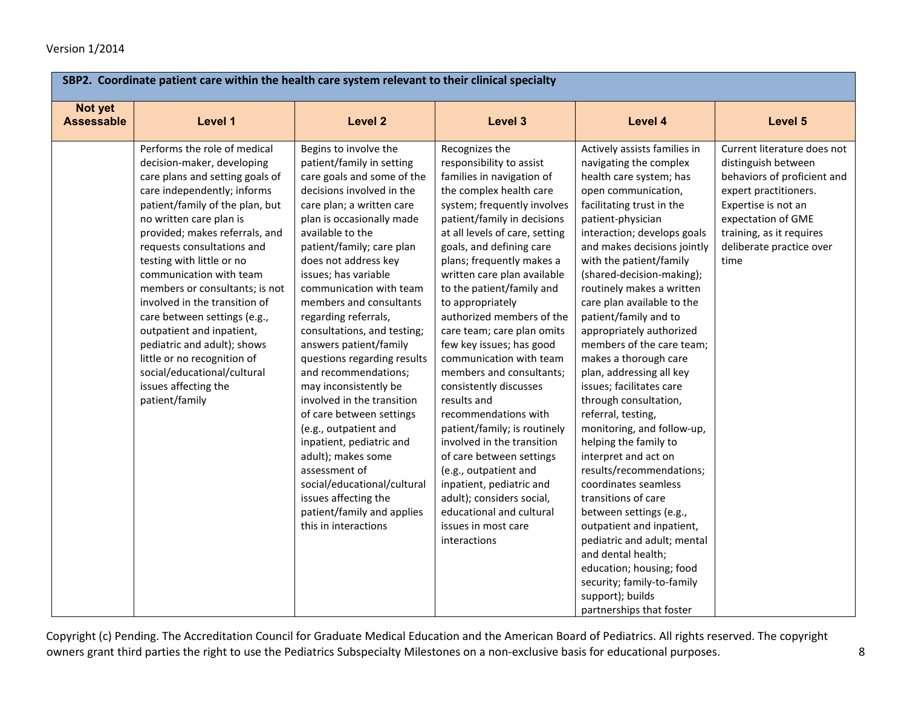Version 1/2014

| SBP2. Coordinate patient care within the health care system relevant to their clinical specialty | | | | | |
|---|---|---|---|---|---|
| **Not yet Assessable** | **Level 1** | **Level 2** | **Level 3** | **Level 4** | **Level 5** |
| | Performs the role of medical decision-maker, developing care plans and setting goals of care independently; informs patient/family of the plan, but no written care plan is provided; makes referrals, and requests consultations and testing with little or no communication with team members or consultants; is not involved in the transition of care between settings (e.g., outpatient and inpatient, pediatric and adult); shows little or no recognition of social/educational/cultural issues affecting the patient/family | Begins to involve the patient/family in setting care goals and some of the decisions involved in the care plan; a written care plan is occasionally made available to the patient/family; care plan does not address key issues; has variable communication with team members and consultants regarding referrals, consultations, and testing; answers patient/family questions regarding results and recommendations; may inconsistently be involved in the transition of care between settings (e.g., outpatient and inpatient, pediatric and adult); makes some assessment of social/educational/cultural issues affecting the patient/family and applies this in interactions | Recognizes the responsibility to assist families in navigation of the complex health care system; frequently involves patient/family in decisions at all levels of care, setting goals, and defining care plans; frequently makes a written care plan available to the patient/family and to appropriately authorized members of the care team; care plan omits few key issues; has good communication with team members and consultants; consistently discusses results and recommendations with patient/family; is routinely involved in the transition of care between settings (e.g., outpatient and inpatient, pediatric and adult); considers social, educational and cultural issues in most care interactions | Actively assists families in navigating the complex health care system; has open communication, facilitating trust in the patient-physician interaction; develops goals and makes decisions jointly with the patient/family (shared-decision-making); routinely makes a written care plan available to the patient/family and to appropriately authorized members of the care team; makes a thorough care plan, addressing all key issues; facilitates care through consultation, referral, testing, monitoring, and follow-up, helping the family to interpret and act on results/recommendations; coordinates seamless transitions of care between settings (e.g., outpatient and inpatient, pediatric and adult; mental and dental health; education; housing; food security; family-to-family support); builds partnerships that foster | Current literature does not distinguish between behaviors of proficient and expert practitioners. Expertise is not an expectation of GME training, as it requires deliberate practice over time |

Copyright (c) Pending. The Accreditation Council for Graduate Medical Education and the American Board of Pediatrics. All rights reserved. The copyright owners grant third parties the right to use the Pediatrics Subspecialty Milestones on a non-exclusive basis for educational purposes.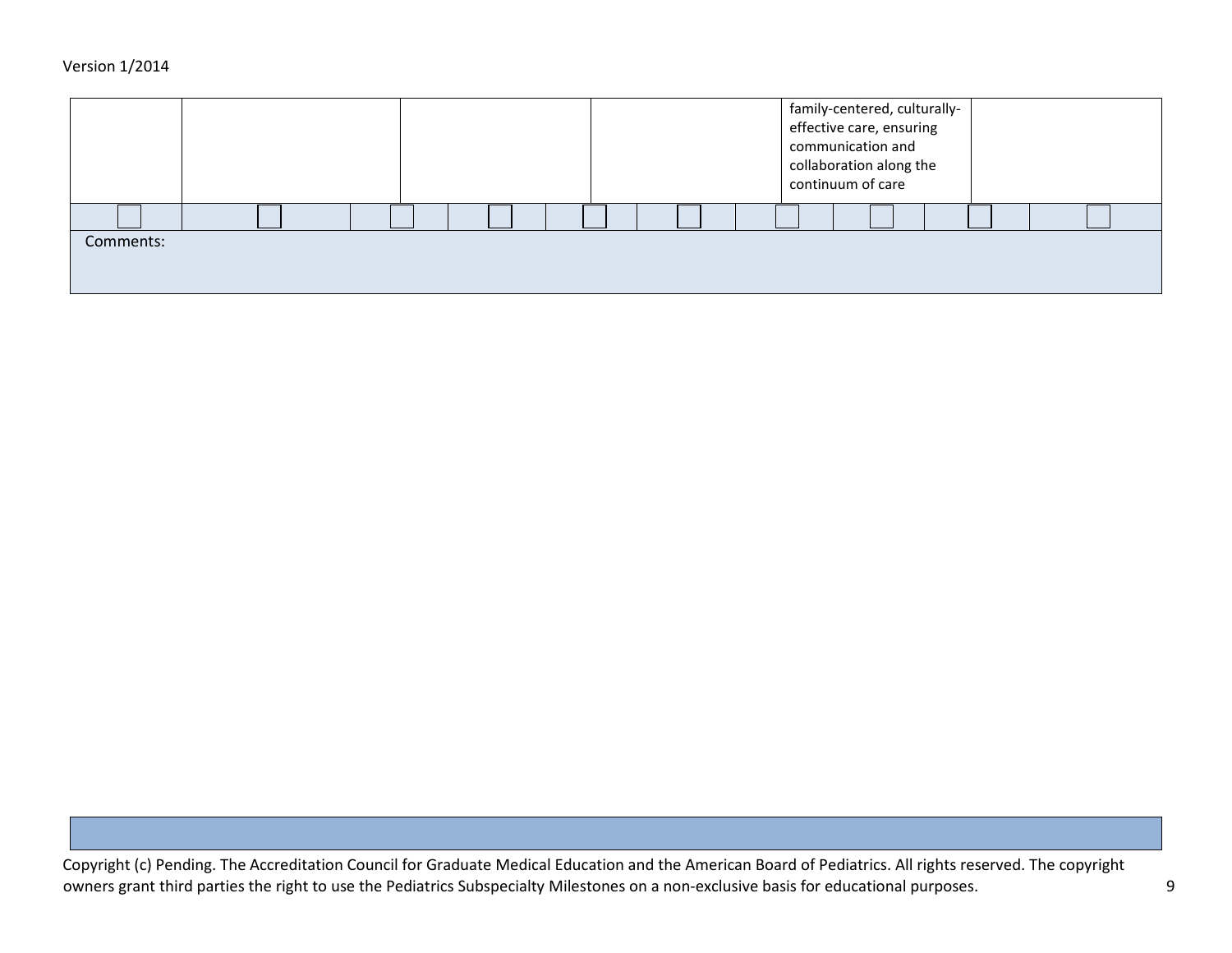| | | | | | |
|---|---|---|---|---|---|
| | | | | family-centered, culturally-effective care, ensuring communication and collaboration along the continuum of care | |

Comments: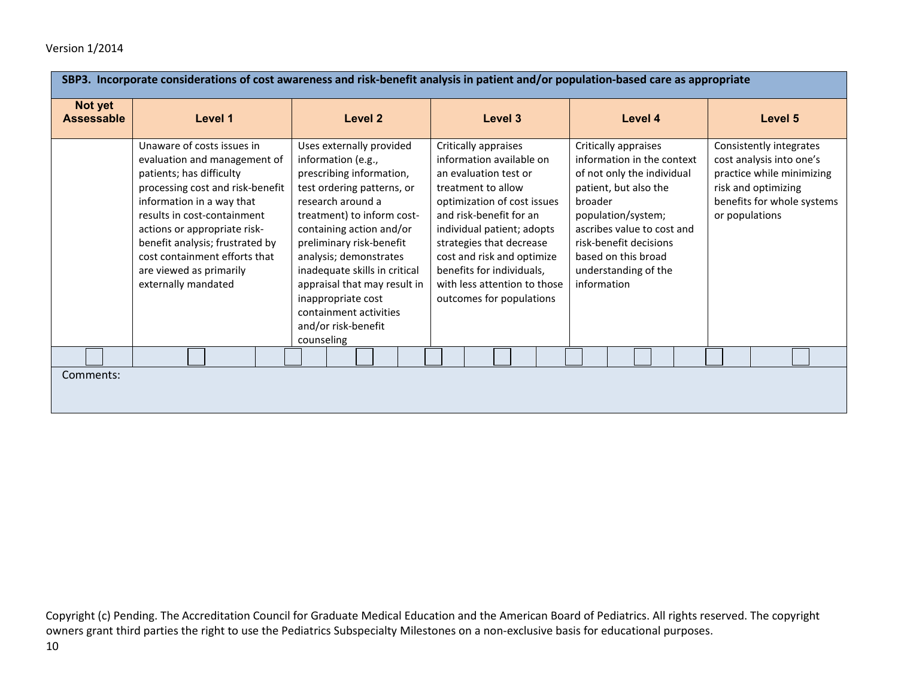| SBP3. Incorporate considerations of cost awareness and risk-benefit analysis in patient and/or population-based care as appropriate | | | | | |
|---|---|---|---|---|---|
| **Not yet Assessable** | **Level 1** | **Level 2** | **Level 3** | **Level 4** | **Level 5** |
| | Unaware of costs issues in evaluation and management of patients; has difficulty processing cost and risk-benefit information in a way that results in cost-containment actions or appropriate risk-benefit analysis; frustrated by cost containment efforts that are viewed as primarily externally mandated | Uses externally provided information (e.g., prescribing information, test ordering patterns, or research around a treatment) to inform cost-containing action and/or preliminary risk-benefit analysis; demonstrates inadequate skills in critical appraisal that may result in inappropriate cost containment activities and/or risk-benefit counseling | Critically appraises information available on an evaluation test or treatment to allow optimization of cost issues and risk-benefit for an individual patient; adopts strategies that decrease cost and risk and optimize benefits for individuals, with less attention to those outcomes for populations | Critically appraises information in the context of not only the individual patient, but also the broader population/system; ascribes value to cost and risk-benefit decisions based on this broad understanding of the information | Consistently integrates cost analysis into one's practice while minimizing risk and optimizing benefits for whole systems or populations |

Comments:

Copyright (c) Pending. The Accreditation Council for Graduate Medical Education and the American Board of Pediatrics. All rights reserved. The copyright owners grant third parties the right to use the Pediatrics Subspecialty Milestones on a non-exclusive basis for educational purposes.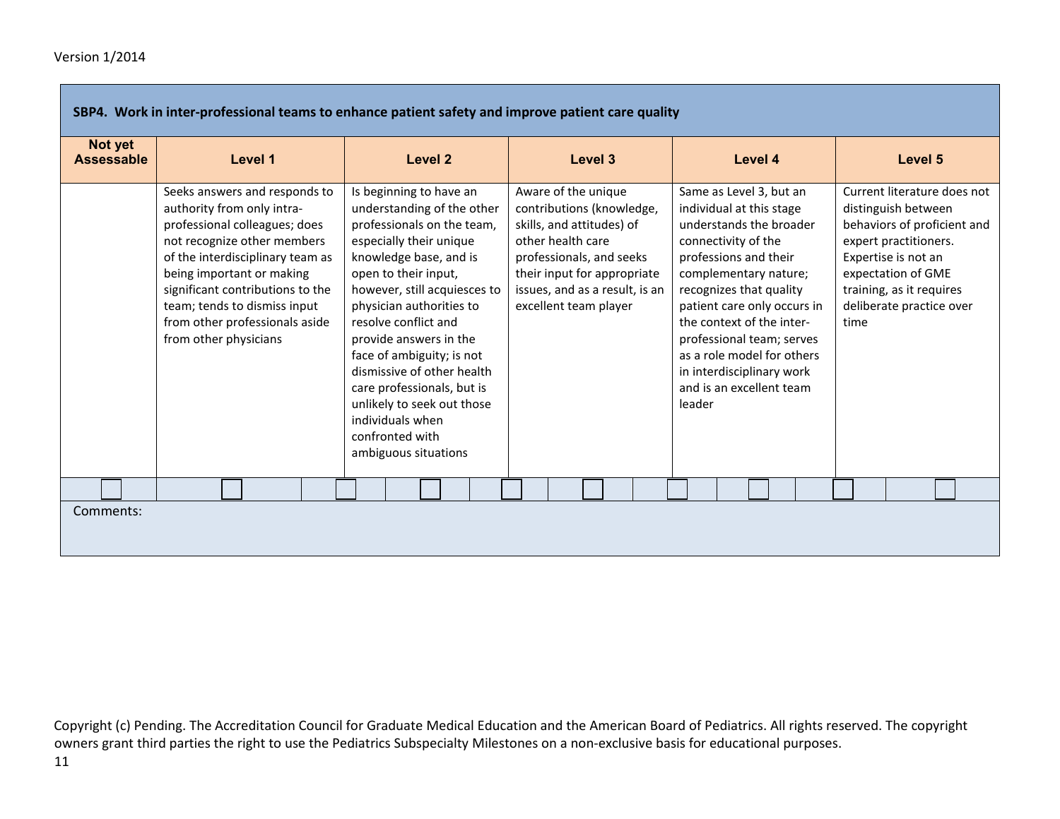| SBP4. Work in inter-professional teams to enhance patient safety and improve patient care quality | | | | | |
|---|---|---|---|---|---|
| **Not yet Assessable** | **Level 1** | **Level 2** | **Level 3** | **Level 4** | **Level 5** |
| | Seeks answers and responds to authority from only intra-professional colleagues; does not recognize other members of the interdisciplinary team as being important or making significant contributions to the team; tends to dismiss input from other professionals aside from other physicians | Is beginning to have an understanding of the other professionals on the team, especially their unique knowledge base, and is open to their input, however, still acquiesces to physician authorities to resolve conflict and provide answers in the face of ambiguity; is not dismissive of other health care professionals, but is unlikely to seek out those individuals when confronted with ambiguous situations | Aware of the unique contributions (knowledge, skills, and attitudes) of other health care professionals, and seeks their input for appropriate issues, and as a result, is an excellent team player | Same as Level 3, but an individual at this stage understands the broader connectivity of the professions and their complementary nature; recognizes that quality patient care only occurs in the context of the inter-professional team; serves as a role model for others in interdisciplinary work and is an excellent team leader | Current literature does not distinguish between behaviors of proficient and expert practitioners. Expertise is not an expectation of GME training, as it requires deliberate practice over time |
| ☐ | ☐ ☐ | ☐ ☐ | ☐ ☐ | ☐ ☐ | ☐ ☐ |

Comments:

Copyright (c) Pending. The Accreditation Council for Graduate Medical Education and the American Board of Pediatrics. All rights reserved. The copyright owners grant third parties the right to use the Pediatrics Subspecialty Milestones on a non-exclusive basis for educational purposes.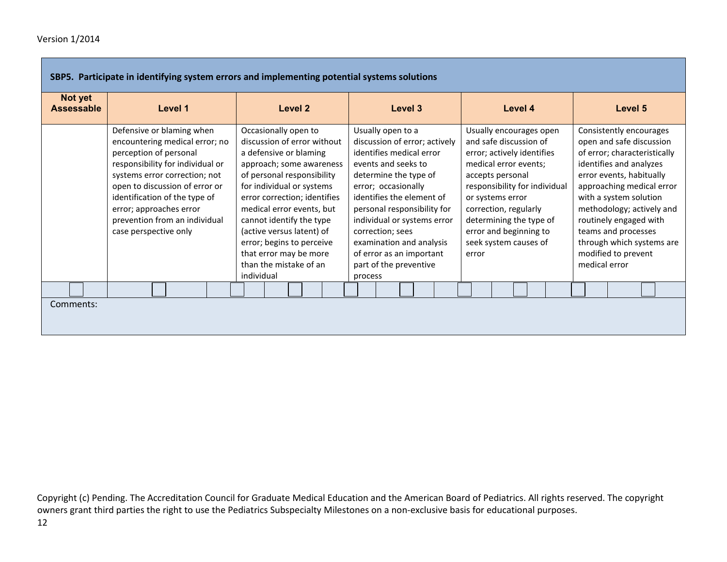| SBP5. Participate in identifying system errors and implementing potential systems solutions | | | | | |
|---|---|---|---|---|---|
| **Not yet Assessable** | **Level 1** | **Level 2** | **Level 3** | **Level 4** | **Level 5** |
| | Defensive or blaming when encountering medical error; no perception of personal responsibility for individual or systems error correction; not open to discussion of error or identification of the type of error; approaches error prevention from an individual case perspective only | Occasionally open to discussion of error without a defensive or blaming approach; some awareness of personal responsibility for individual or systems error correction; identifies medical error events, but cannot identify the type (active versus latent) of error; begins to perceive that error may be more than the mistake of an individual | Usually open to a discussion of error; actively identifies medical error events and seeks to determine the type of error; occasionally identifies the element of personal responsibility for individual or systems error correction; sees examination and analysis of error as an important part of the preventive process | Usually encourages open and safe discussion of error; actively identifies medical error events; accepts personal responsibility for individual or systems error correction, regularly determining the type of error and beginning to seek system causes of error | Consistently encourages open and safe discussion of error; characteristically identifies and analyzes error events, habitually approaching medical error with a system solution methodology; actively and routinely engaged with teams and processes through which systems are modified to prevent medical error |
| ☐ | ☐ ☐ | ☐ ☐ | ☐ ☐ | ☐ ☐ | ☐ ☐ |
| Comments: | | | | | |

Copyright (c) Pending. The Accreditation Council for Graduate Medical Education and the American Board of Pediatrics. All rights reserved. The copyright owners grant third parties the right to use the Pediatrics Subspecialty Milestones on a non-exclusive basis for educational purposes.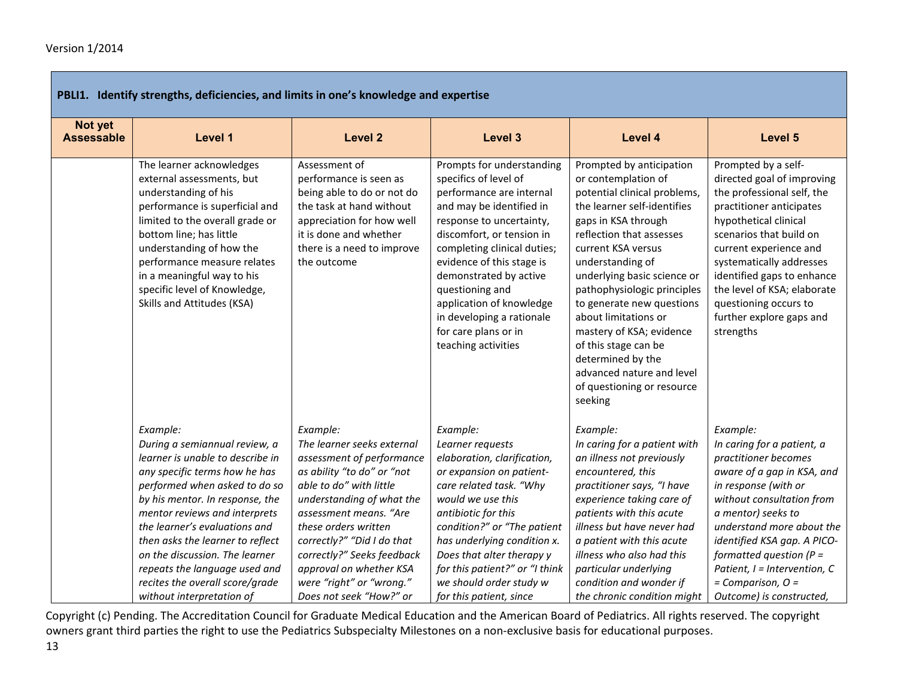Version 1/2014

| PBLI1. Identify strengths, deficiencies, and limits in one's knowledge and expertise | | | | | |
|---|---|---|---|---|---|
| **Not yet Assessable** | **Level 1** | **Level 2** | **Level 3** | **Level 4** | **Level 5** |
| | The learner acknowledges external assessments, but understanding of his performance is superficial and limited to the overall grade or bottom line; has little understanding of how the performance measure relates in a meaningful way to his specific level of Knowledge, Skills and Attitudes (KSA) | Assessment of performance is seen as being able to do or not do the task at hand without appreciation for how well it is done and whether there is a need to improve the outcome | Prompts for understanding specifics of level of performance are internal and may be identified in response to uncertainty, discomfort, or tension in completing clinical duties; evidence of this stage is demonstrated by active questioning and application of knowledge in developing a rationale for care plans or in teaching activities | Prompted by anticipation or contemplation of potential clinical problems, the learner self-identifies gaps in KSA through reflection that assesses current KSA versus understanding of underlying basic science or pathophysiologic principles to generate new questions about limitations or mastery of KSA; evidence of this stage can be determined by the advanced nature and level of questioning or resource seeking | Prompted by a self-directed goal of improving the professional self, the practitioner anticipates hypothetical clinical scenarios that build on current experience and systematically addresses identified gaps to enhance the level of KSA; elaborate questioning occurs to further explore gaps and strengths |
| | *Example:* *During a semiannual review, a learner is unable to describe in any specific terms how he has performed when asked to do so by his mentor. In response, the mentor reviews and interprets the learner's evaluations and then asks the learner to reflect on the discussion. The learner repeats the language used and recites the overall score/grade without interpretation of* | *Example:* *The learner seeks external assessment of performance as ability "to do" or "not able to do" with little understanding of what the assessment means. "Are these orders written correctly?" "Did I do that correctly?" Seeks feedback approval on whether KSA were "right" or "wrong." Does not seek "How?" or* | *Example:* *Learner requests elaboration, clarification, or expansion on patient-care related task. "Why would we use this antibiotic for this condition?" or "The patient has underlying condition x. Does that alter therapy y for this patient?" or "I think we should order study w for this patient, since* | *Example:* *In caring for a patient with an illness not previously encountered, this practitioner says, "I have experience taking care of patients with this acute illness but have never had a patient with this acute illness who also had this particular underlying condition and wonder if the chronic condition might* | *Example:* *In caring for a patient, a practitioner becomes aware of a gap in KSA, and in response (with or without consultation from a mentor) seeks to understand more about the identified KSA gap. A PICO-formatted question (P = Patient, I = Intervention, C = Comparison, O = Outcome) is constructed,* |

Copyright (c) Pending. The Accreditation Council for Graduate Medical Education and the American Board of Pediatrics. All rights reserved. The copyright owners grant third parties the right to use the Pediatrics Subspecialty Milestones on a non-exclusive basis for educational purposes.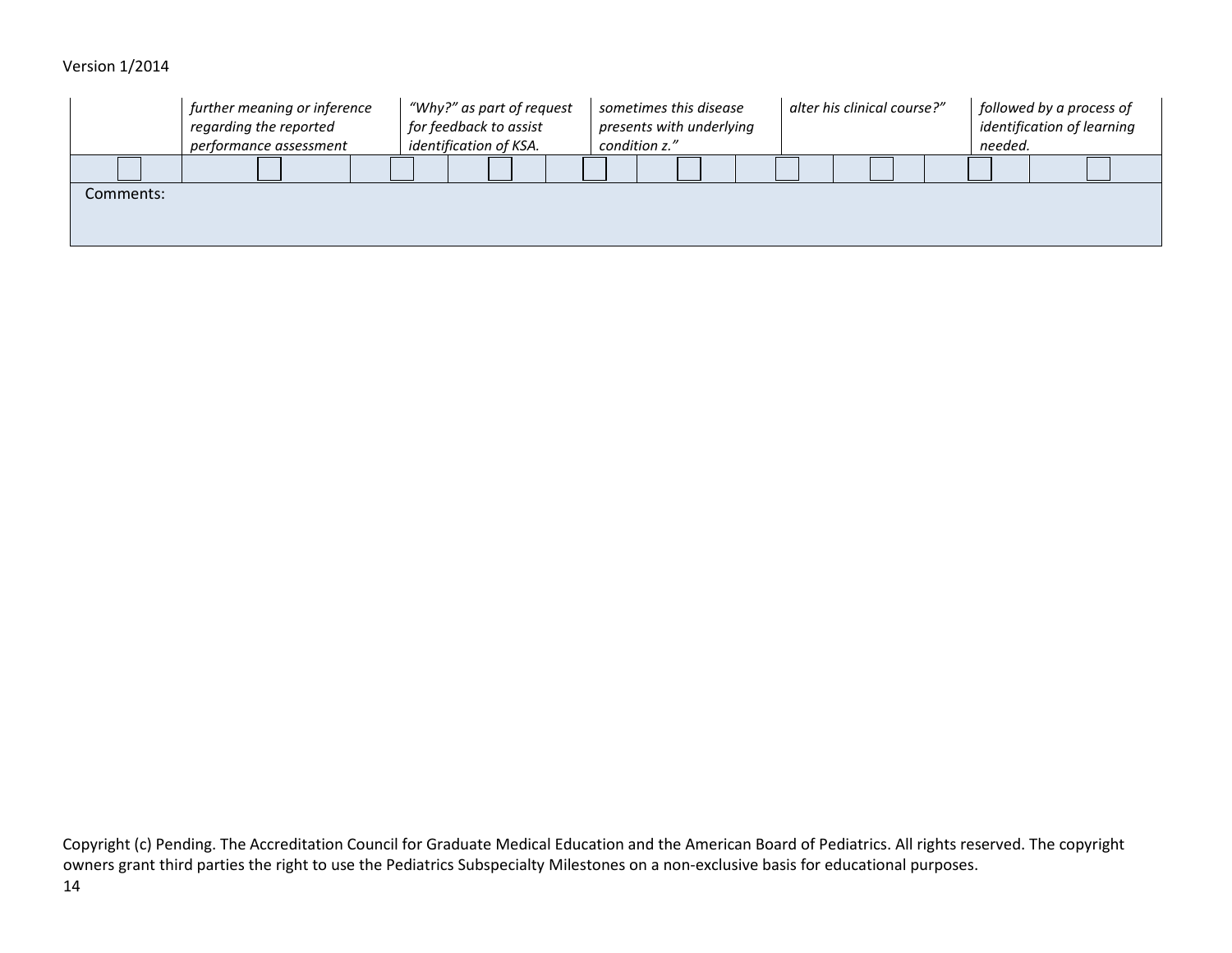| | | | | | |
|---|---|---|---|---|---|
| | *further meaning or inference regarding the reported performance assessment* | *"Why?" as part of request for feedback to assist identification of KSA.* | *sometimes this disease presents with underlying condition z."* | *alter his clinical course?"* | *followed by a process of identification of learning needed.* |

Comments: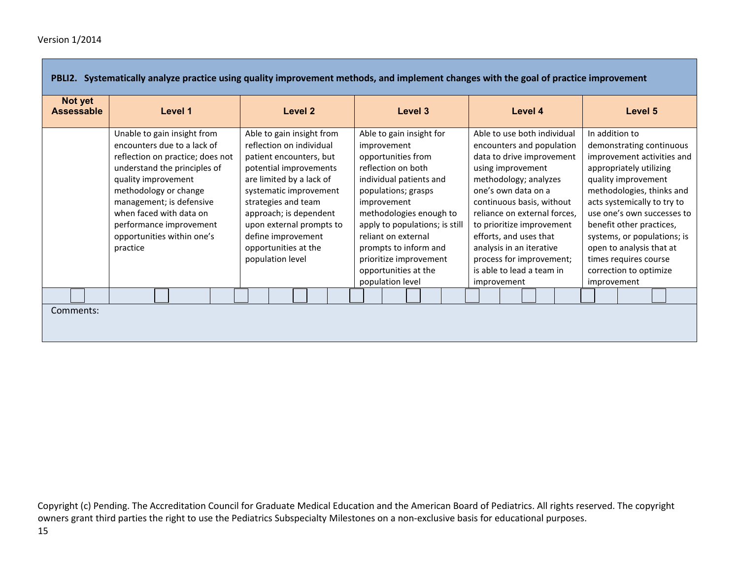Version 1/2014

| PBLI2. Systematically analyze practice using quality improvement methods, and implement changes with the goal of practice improvement | | | | | |
|---|---|---|---|---|---|
| **Not yet Assessable** | **Level 1** | **Level 2** | **Level 3** | **Level 4** | **Level 5** |
| | Unable to gain insight from encounters due to a lack of reflection on practice; does not understand the principles of quality improvement methodology or change management; is defensive when faced with data on performance improvement opportunities within one's practice | Able to gain insight from reflection on individual patient encounters, but potential improvements are limited by a lack of systematic improvement strategies and team approach; is dependent upon external prompts to define improvement opportunities at the population level | Able to gain insight for improvement opportunities from reflection on both individual patients and populations; grasps improvement methodologies enough to apply to populations; is still reliant on external prompts to inform and prioritize improvement opportunities at the population level | Able to use both individual encounters and population data to drive improvement using improvement methodology; analyzes one's own data on a continuous basis, without reliance on external forces, to prioritize improvement efforts, and uses that analysis in an iterative process for improvement; is able to lead a team in improvement | In addition to demonstrating continuous improvement activities and appropriately utilizing quality improvement methodologies, thinks and acts systemically to try to use one's own successes to benefit other practices, systems, or populations; is open to analysis that at times requires course correction to optimize improvement |
| ☐ | ☐ ☐ | ☐ ☐ | ☐ ☐ | ☐ ☐ | ☐ ☐ |

Comments:

Copyright (c) Pending. The Accreditation Council for Graduate Medical Education and the American Board of Pediatrics. All rights reserved. The copyright owners grant third parties the right to use the Pediatrics Subspecialty Milestones on a non-exclusive basis for educational purposes.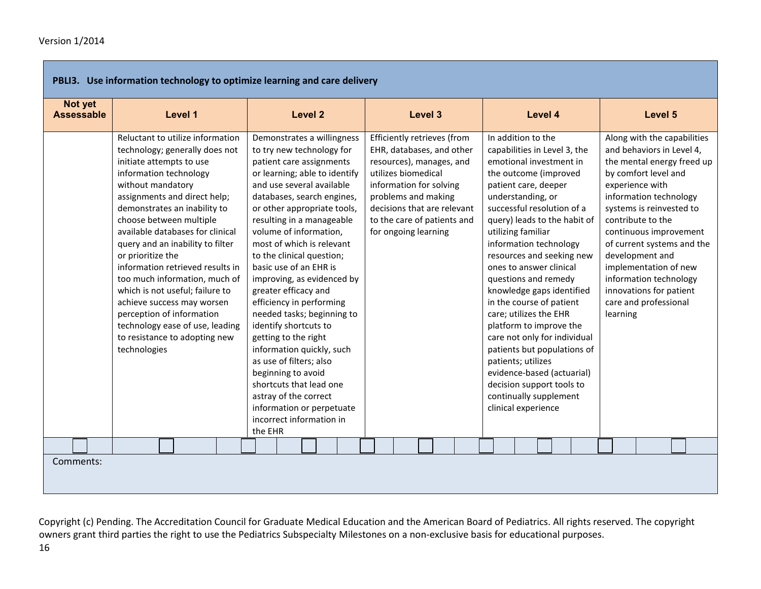| PBLI3. Use information technology to optimize learning and care delivery | | | | | |
|---|---|---|---|---|---|
| **Not yet Assessable** | **Level 1** | **Level 2** | **Level 3** | **Level 4** | **Level 5** |
| | Reluctant to utilize information technology; generally does not initiate attempts to use information technology without mandatory assignments and direct help; demonstrates an inability to choose between multiple available databases for clinical query and an inability to filter or prioritize the information retrieved results in too much information, much of which is not useful; failure to achieve success may worsen perception of information technology ease of use, leading to resistance to adopting new technologies | Demonstrates a willingness to try new technology for patient care assignments or learning; able to identify and use several available databases, search engines, or other appropriate tools, resulting in a manageable volume of information, most of which is relevant to the clinical question; basic use of an EHR is improving, as evidenced by greater efficacy and efficiency in performing needed tasks; beginning to identify shortcuts to getting to the right information quickly, such as use of filters; also beginning to avoid shortcuts that lead one astray of the correct information or perpetuate incorrect information in the EHR | Efficiently retrieves (from EHR, databases, and other resources), manages, and utilizes biomedical information for solving problems and making decisions that are relevant to the care of patients and for ongoing learning | In addition to the capabilities in Level 3, the emotional investment in the outcome (improved patient care, deeper understanding, or successful resolution of a query) leads to the habit of utilizing familiar information technology resources and seeking new ones to answer clinical questions and remedy knowledge gaps identified in the course of patient care; utilizes the EHR platform to improve the care not only for individual patients but populations of patients; utilizes evidence-based (actuarial) decision support tools to continually supplement clinical experience | Along with the capabilities and behaviors in Level 4, the mental energy freed up by comfort level and experience with information technology systems is reinvested to contribute to the continuous improvement of current systems and the development and implementation of new information technology innovations for patient care and professional learning |
| ☐ | ☐ ☐ | ☐ ☐ | ☐ ☐ | ☐ ☐ | ☐ ☐ |

Comments:

Copyright (c) Pending. The Accreditation Council for Graduate Medical Education and the American Board of Pediatrics. All rights reserved. The copyright owners grant third parties the right to use the Pediatrics Subspecialty Milestones on a non-exclusive basis for educational purposes.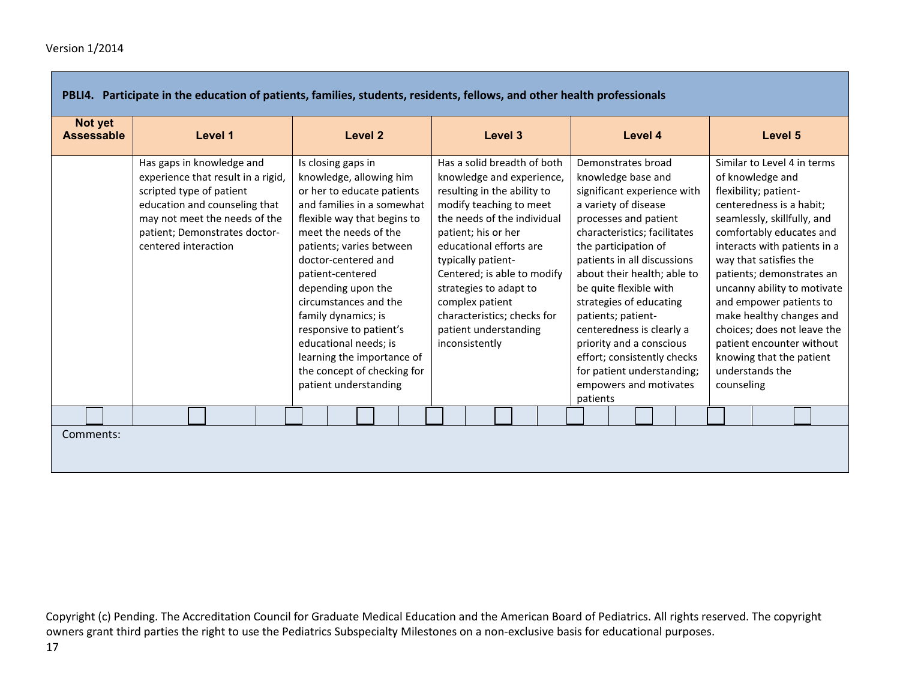Version 1/2014

| PBLI4. Participate in the education of patients, families, students, residents, fellows, and other health professionals | | | | | |
|---|---|---|---|---|---|
| **Not yet Assessable** | **Level 1** | **Level 2** | **Level 3** | **Level 4** | **Level 5** |
| | Has gaps in knowledge and experience that result in a rigid, scripted type of patient education and counseling that may not meet the needs of the patient; Demonstrates doctor-centered interaction | Is closing gaps in knowledge, allowing him or her to educate patients and families in a somewhat flexible way that begins to meet the needs of the patients; varies between doctor-centered and patient-centered depending upon the circumstances and the family dynamics; is responsive to patient's educational needs; is learning the importance of the concept of checking for patient understanding | Has a solid breadth of both knowledge and experience, resulting in the ability to modify teaching to meet the needs of the individual patient; his or her educational efforts are typically patient-Centered; is able to modify strategies to adapt to complex patient characteristics; checks for patient understanding inconsistently | Demonstrates broad knowledge base and significant experience with a variety of disease processes and patient characteristics; facilitates the participation of patients in all discussions about their health; able to be quite flexible with strategies of educating patients; patient-centeredness is clearly a priority and a conscious effort; consistently checks for patient understanding; empowers and motivates patients | Similar to Level 4 in terms of knowledge and flexibility; patient-centeredness is a habit; seamlessly, skillfully, and comfortably educates and interacts with patients in a way that satisfies the patients; demonstrates an uncanny ability to motivate and empower patients to make healthy changes and choices; does not leave the patient encounter without knowing that the patient understands the counseling |
| ☐ | ☐ ☐ | ☐ ☐ | ☐ ☐ | ☐ ☐ | ☐ ☐ |

Comments:

Copyright (c) Pending. The Accreditation Council for Graduate Medical Education and the American Board of Pediatrics. All rights reserved. The copyright owners grant third parties the right to use the Pediatrics Subspecialty Milestones on a non-exclusive basis for educational purposes.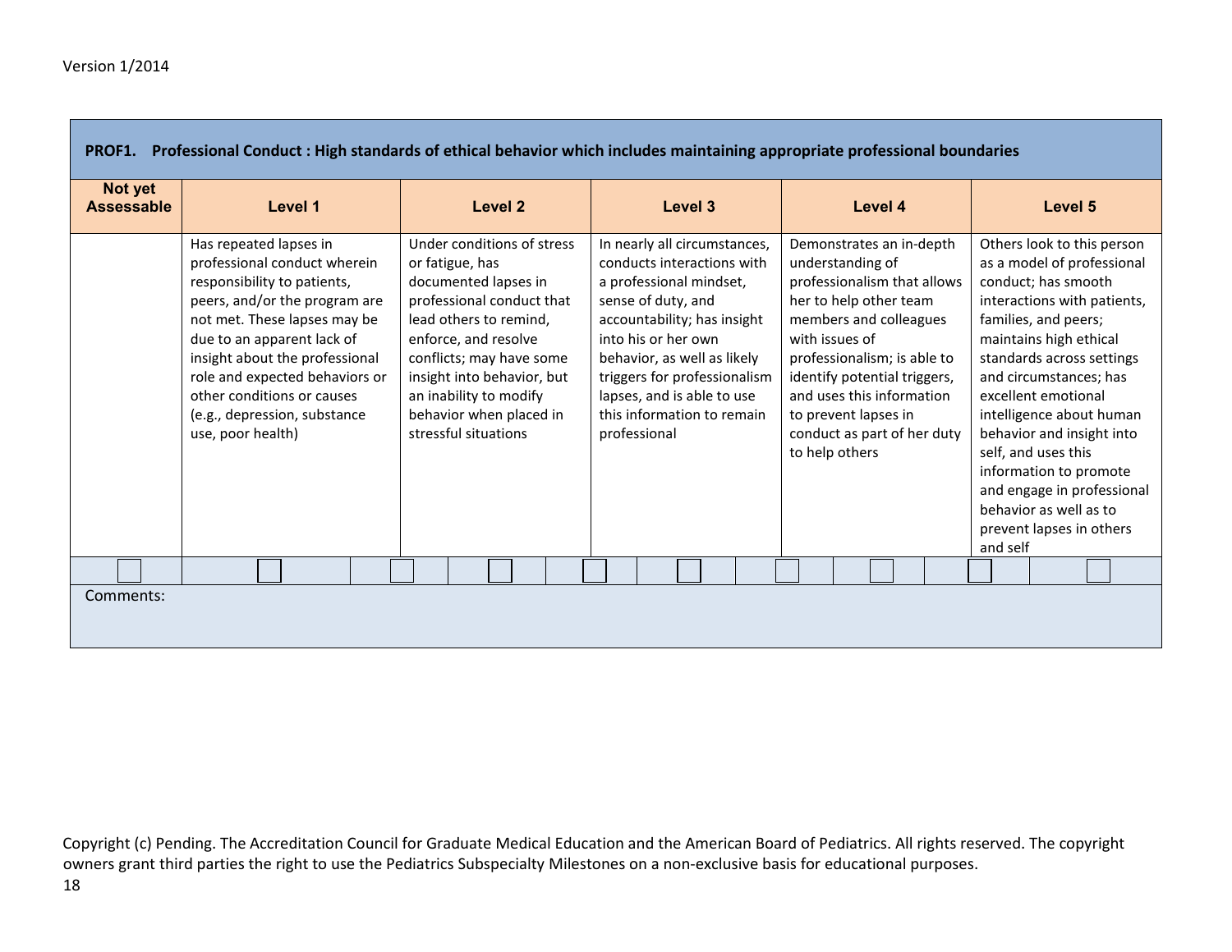| PROF1. Professional Conduct : High standards of ethical behavior which includes maintaining appropriate professional boundaries | | | | | |
|---|---|---|---|---|---|
| **Not yet Assessable** | **Level 1** | **Level 2** | **Level 3** | **Level 4** | **Level 5** |
| | Has repeated lapses in professional conduct wherein responsibility to patients, peers, and/or the program are not met. These lapses may be due to an apparent lack of insight about the professional role and expected behaviors or other conditions or causes (e.g., depression, substance use, poor health) | Under conditions of stress or fatigue, has documented lapses in professional conduct that lead others to remind, enforce, and resolve conflicts; may have some insight into behavior, but an inability to modify behavior when placed in stressful situations | In nearly all circumstances, conducts interactions with a professional mindset, sense of duty, and accountability; has insight into his or her own behavior, as well as likely triggers for professionalism lapses, and is able to use this information to remain professional | Demonstrates an in-depth understanding of professionalism that allows her to help other team members and colleagues with issues of professionalism; is able to identify potential triggers, and uses this information to prevent lapses in conduct as part of her duty to help others | Others look to this person as a model of professional conduct; has smooth interactions with patients, families, and peers; maintains high ethical standards across settings and circumstances; has excellent emotional intelligence about human behavior and insight into self, and uses this information to promote and engage in professional behavior as well as to prevent lapses in others and self |

Comments:

Copyright (c) Pending. The Accreditation Council for Graduate Medical Education and the American Board of Pediatrics. All rights reserved. The copyright owners grant third parties the right to use the Pediatrics Subspecialty Milestones on a non-exclusive basis for educational purposes.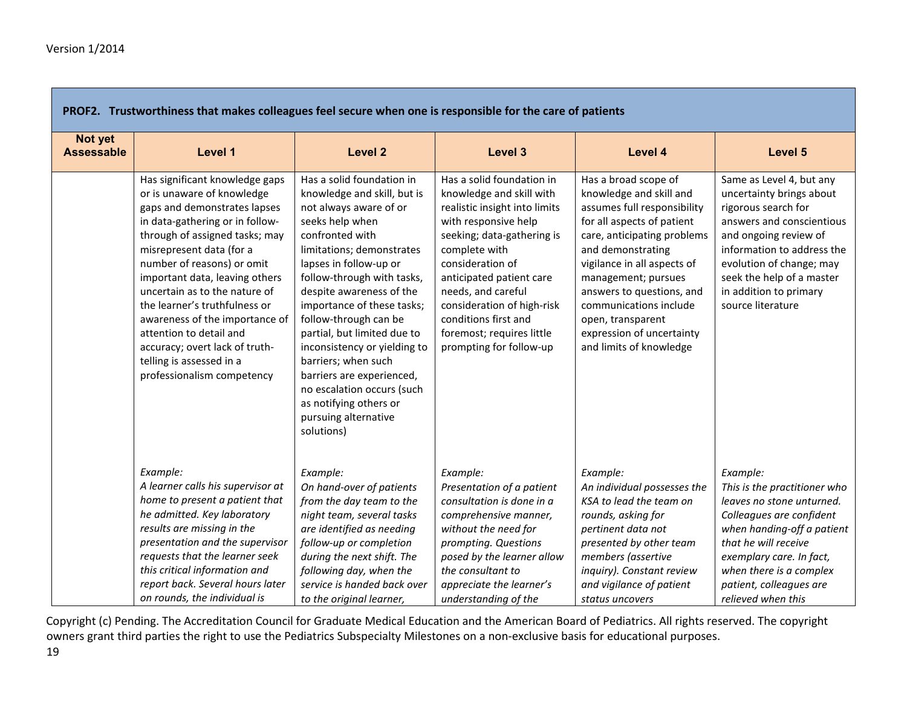| PROF2. Trustworthiness that makes colleagues feel secure when one is responsible for the care of patients | | | | | |
|---|---|---|---|---|---|
| **Not yet Assessable** | **Level 1** | **Level 2** | **Level 3** | **Level 4** | **Level 5** |
| | Has significant knowledge gaps or is unaware of knowledge gaps and demonstrates lapses in data-gathering or in follow-through of assigned tasks; may misrepresent data (for a number of reasons) or omit important data, leaving others uncertain as to the nature of the learner's truthfulness or awareness of the importance of attention to detail and accuracy; overt lack of truth-telling is assessed in a professionalism competency | Has a solid foundation in knowledge and skill, but is not always aware of or seeks help when confronted with limitations; demonstrates lapses in follow-up or follow-through with tasks, despite awareness of the importance of these tasks; follow-through can be partial, but limited due to inconsistency or yielding to barriers; when such barriers are experienced, no escalation occurs (such as notifying others or pursuing alternative solutions) | Has a solid foundation in knowledge and skill with realistic insight into limits with responsive help seeking; data-gathering is complete with consideration of anticipated patient care needs, and careful consideration of high-risk conditions first and foremost; requires little prompting for follow-up | Has a broad scope of knowledge and skill and assumes full responsibility for all aspects of patient care, anticipating problems and demonstrating vigilance in all aspects of management; pursues answers to questions, and communications include open, transparent expression of uncertainty and limits of knowledge | Same as Level 4, but any uncertainty brings about rigorous search for answers and conscientious and ongoing review of information to address the evolution of change; may seek the help of a master in addition to primary source literature |
| | *Example:* *A learner calls his supervisor at home to present a patient that he admitted. Key laboratory results are missing in the presentation and the supervisor requests that the learner seek this critical information and report back. Several hours later on rounds, the individual is* | *Example:* *On hand-over of patients from the day team to the night team, several tasks are identified as needing follow-up or completion during the next shift. The following day, when the service is handed back over to the original learner,* | *Example:* *Presentation of a patient consultation is done in a comprehensive manner, without the need for prompting. Questions posed by the learner allow the consultant to appreciate the learner's understanding of the* | *Example:* *An individual possesses the KSA to lead the team on rounds, asking for pertinent data not presented by other team members (assertive inquiry). Constant review and vigilance of patient status uncovers* | *Example:* *This is the practitioner who leaves no stone unturned. Colleagues are confident when handing-off a patient that he will receive exemplary care. In fact, when there is a complex patient, colleagues are relieved when this* |

Copyright (c) Pending. The Accreditation Council for Graduate Medical Education and the American Board of Pediatrics. All rights reserved. The copyright owners grant third parties the right to use the Pediatrics Subspecialty Milestones on a non-exclusive basis for educational purposes.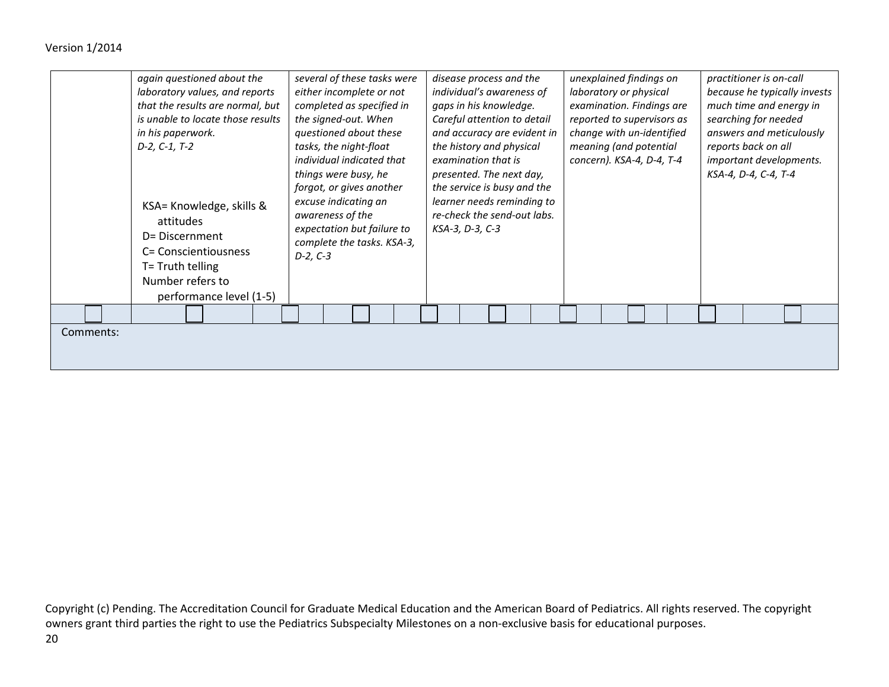| | | | | | |
|---|---|---|---|---|---|
| | *again questioned about the laboratory values, and reports that the results are normal, but is unable to locate those results in his paperwork.*<br>*D-2, C-1, T-2*<br><br>KSA= Knowledge, skills & attitudes<br>D= Discernment<br>C= Conscientiousness<br>T= Truth telling<br>Number refers to performance level (1-5) | *several of these tasks were either incomplete or not completed as specified in the signed-out. When questioned about these tasks, the night-float individual indicated that things were busy, he forgot, or gives another excuse indicating an awareness of the expectation but failure to complete the tasks. KSA-3, D-2, C-3* | *disease process and the individual's awareness of gaps in his knowledge. Careful attention to detail and accuracy are evident in the history and physical examination that is presented. The next day, the service is busy and the learner needs reminding to re-check the send-out labs. KSA-3, D-3, C-3* | *unexplained findings on laboratory or physical examination. Findings are reported to supervisors as change with un-identified meaning (and potential concern). KSA-4, D-4, T-4* | *practitioner is on-call because he typically invests much time and energy in searching for needed answers and meticulously reports back on all important developments. KSA-4, D-4, C-4, T-4* |
| ☐ | ☐ ☐ | ☐ ☐ | ☐ ☐ | ☐ ☐ | ☐ ☐ |

Comments: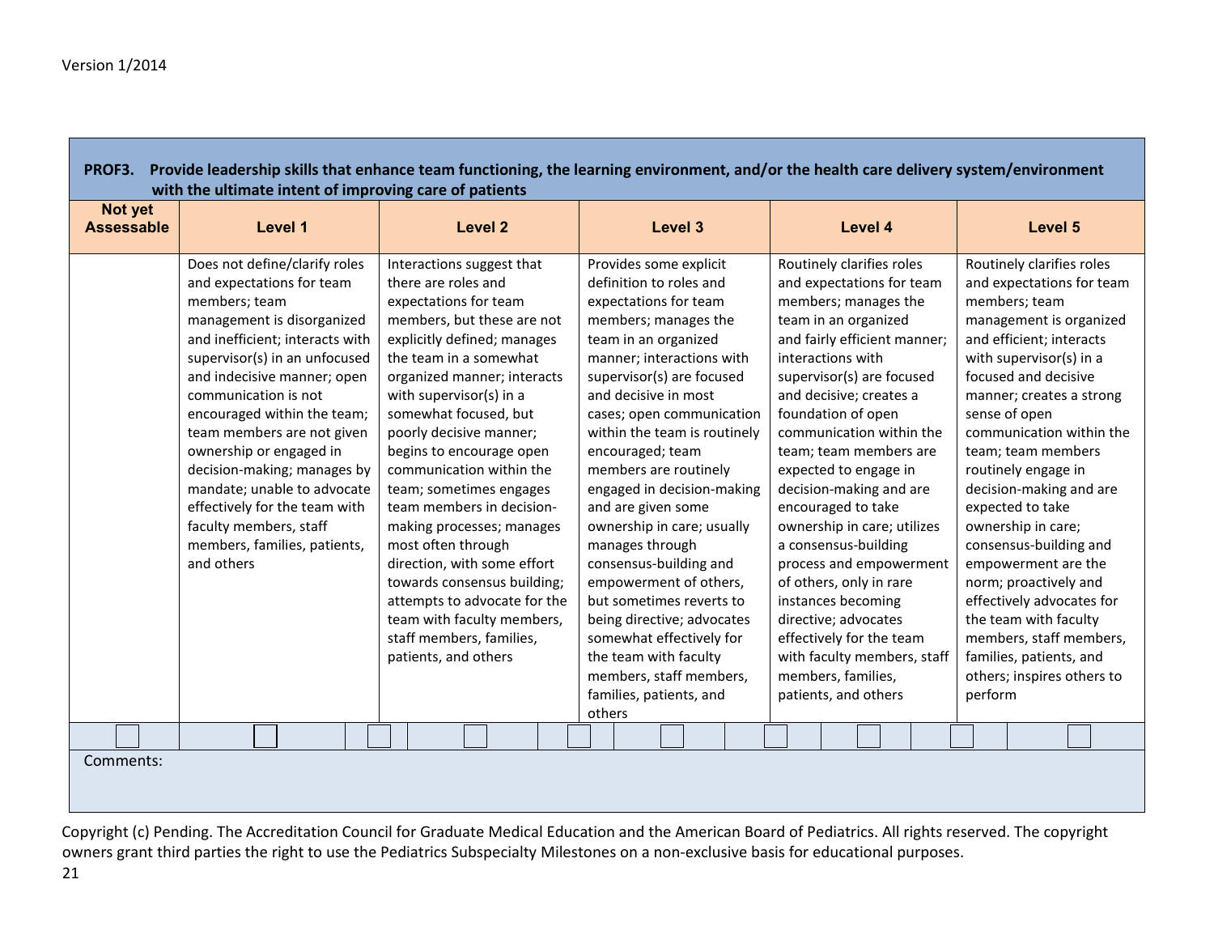**PROF3. Provide leadership skills that enhance team functioning, the learning environment, and/or the health care delivery system/environment with the ultimate intent of improving care of patients**

| Not yet Assessable | Level 1 | Level 2 | Level 3 | Level 4 | Level 5 |
|---|---|---|---|---|---|
| | Does not define/clarify roles and expectations for team members; team management is disorganized and inefficient; interacts with supervisor(s) in an unfocused and indecisive manner; open communication is not encouraged within the team; team members are not given ownership or engaged in decision-making; manages by mandate; unable to advocate effectively for the team with faculty members, staff members, families, patients, and others | Interactions suggest that there are roles and expectations for team members, but these are not explicitly defined; manages the team in a somewhat organized manner; interacts with supervisor(s) in a somewhat focused, but poorly decisive manner; begins to encourage open communication within the team; sometimes engages team members in decision-making processes; manages most often through direction, with some effort towards consensus building; attempts to advocate for the team with faculty members, staff members, families, patients, and others | Provides some explicit definition to roles and expectations for team members; manages the team in an organized manner; interactions with supervisor(s) are focused and decisive in most cases; open communication within the team is routinely encouraged; team members are routinely engaged in decision-making and are given some ownership in care; usually manages through consensus-building and empowerment of others, but sometimes reverts to being directive; advocates somewhat effectively for the team with faculty members, staff members, families, patients, and others | Routinely clarifies roles and expectations for team members; manages the team in an organized and fairly efficient manner; interactions with supervisor(s) are focused and decisive; creates a foundation of open communication within the team; team members are expected to engage in decision-making and are encouraged to take ownership in care; utilizes a consensus-building process and empowerment of others, only in rare instances becoming directive; advocates effectively for the team with faculty members, staff members, families, patients, and others | Routinely clarifies roles and expectations for team members; team management is organized and efficient; interacts with supervisor(s) in a focused and decisive manner; creates a strong sense of open communication within the team; team members routinely engage in decision-making and are expected to take ownership in care; consensus-building and empowerment are the norm; proactively and effectively advocates for the team with faculty members, staff members, families, patients, and others; inspires others to perform |

Comments:

Copyright (c) Pending. The Accreditation Council for Graduate Medical Education and the American Board of Pediatrics. All rights reserved. The copyright owners grant third parties the right to use the Pediatrics Subspecialty Milestones on a non-exclusive basis for educational purposes.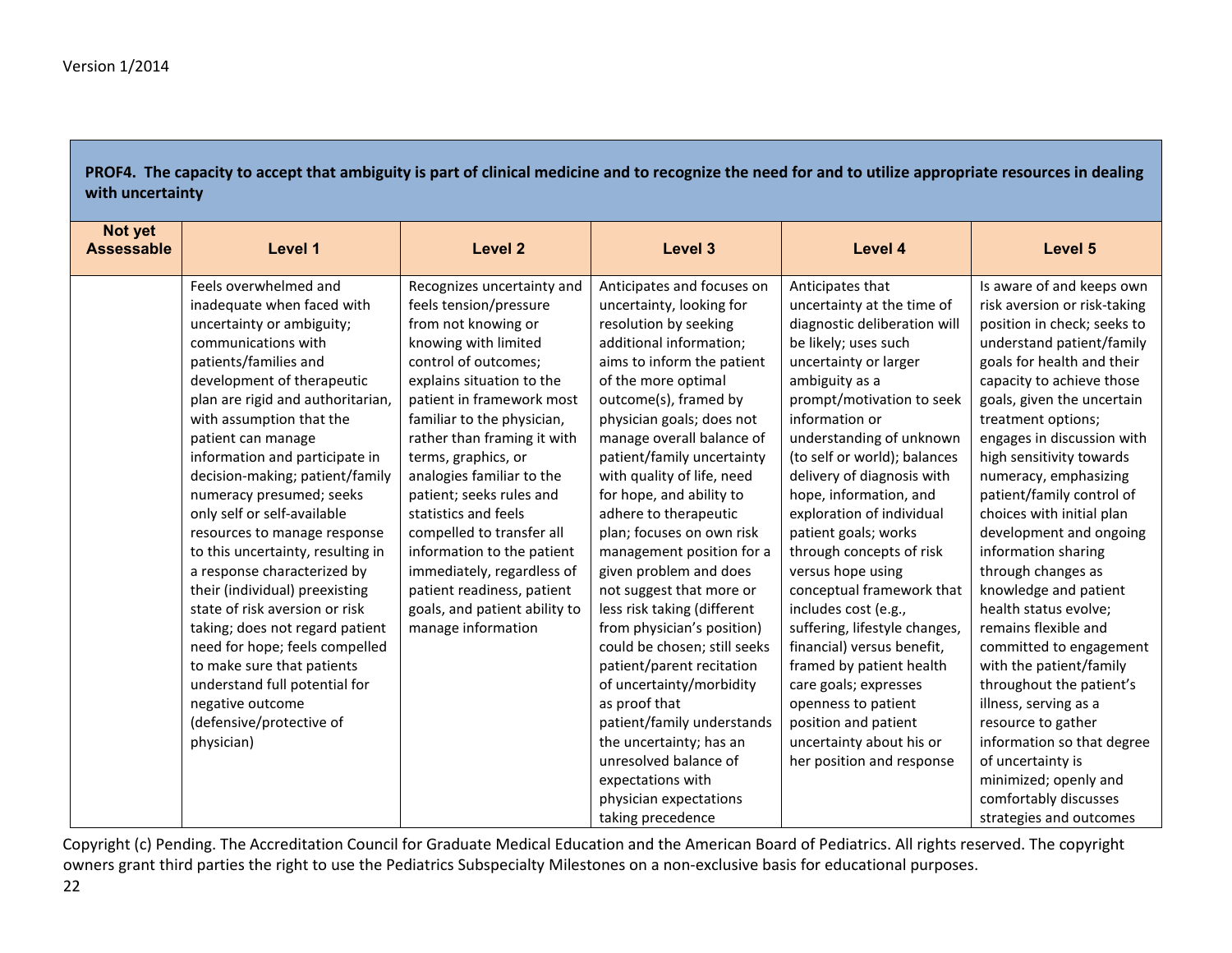| PROF4. The capacity to accept that ambiguity is part of clinical medicine and to recognize the need for and to utilize appropriate resources in dealing with uncertainty | | | | | |
|---|---|---|---|---|---|
| **Not yet Assessable** | **Level 1** | **Level 2** | **Level 3** | **Level 4** | **Level 5** |
| | Feels overwhelmed and inadequate when faced with uncertainty or ambiguity; communications with patients/families and development of therapeutic plan are rigid and authoritarian, with assumption that the patient can manage information and participate in decision-making; patient/family numeracy presumed; seeks only self or self-available resources to manage response to this uncertainty, resulting in a response characterized by their (individual) preexisting state of risk aversion or risk taking; does not regard patient need for hope; feels compelled to make sure that patients understand full potential for negative outcome (defensive/protective of physician) | Recognizes uncertainty and feels tension/pressure from not knowing or knowing with limited control of outcomes; explains situation to the patient in framework most familiar to the physician, rather than framing it with terms, graphics, or analogies familiar to the patient; seeks rules and statistics and feels compelled to transfer all information to the patient immediately, regardless of patient readiness, patient goals, and patient ability to manage information | Anticipates and focuses on uncertainty, looking for resolution by seeking additional information; aims to inform the patient of the more optimal outcome(s), framed by physician goals; does not manage overall balance of patient/family uncertainty with quality of life, need for hope, and ability to adhere to therapeutic plan; focuses on own risk management position for a given problem and does not suggest that more or less risk taking (different from physician's position) could be chosen; still seeks patient/parent recitation of uncertainty/morbidity as proof that patient/family understands the uncertainty; has an unresolved balance of expectations with physician expectations taking precedence | Anticipates that uncertainty at the time of diagnostic deliberation will be likely; uses such uncertainty or larger ambiguity as a prompt/motivation to seek information or understanding of unknown (to self or world); balances delivery of diagnosis with hope, information, and exploration of individual patient goals; works through concepts of risk versus hope using conceptual framework that includes cost (e.g., suffering, lifestyle changes, financial) versus benefit, framed by patient health care goals; expresses openness to patient position and patient uncertainty about his or her position and response | Is aware of and keeps own risk aversion or risk-taking position in check; seeks to understand patient/family goals for health and their capacity to achieve those goals, given the uncertain treatment options; engages in discussion with high sensitivity towards numeracy, emphasizing patient/family control of choices with initial plan development and ongoing information sharing through changes as knowledge and patient health status evolve; remains flexible and committed to engagement with the patient/family throughout the patient's illness, serving as a resource to gather information so that degree of uncertainty is minimized; openly and comfortably discusses strategies and outcomes |

Copyright (c) Pending. The Accreditation Council for Graduate Medical Education and the American Board of Pediatrics. All rights reserved. The copyright owners grant third parties the right to use the Pediatrics Subspecialty Milestones on a non-exclusive basis for educational purposes.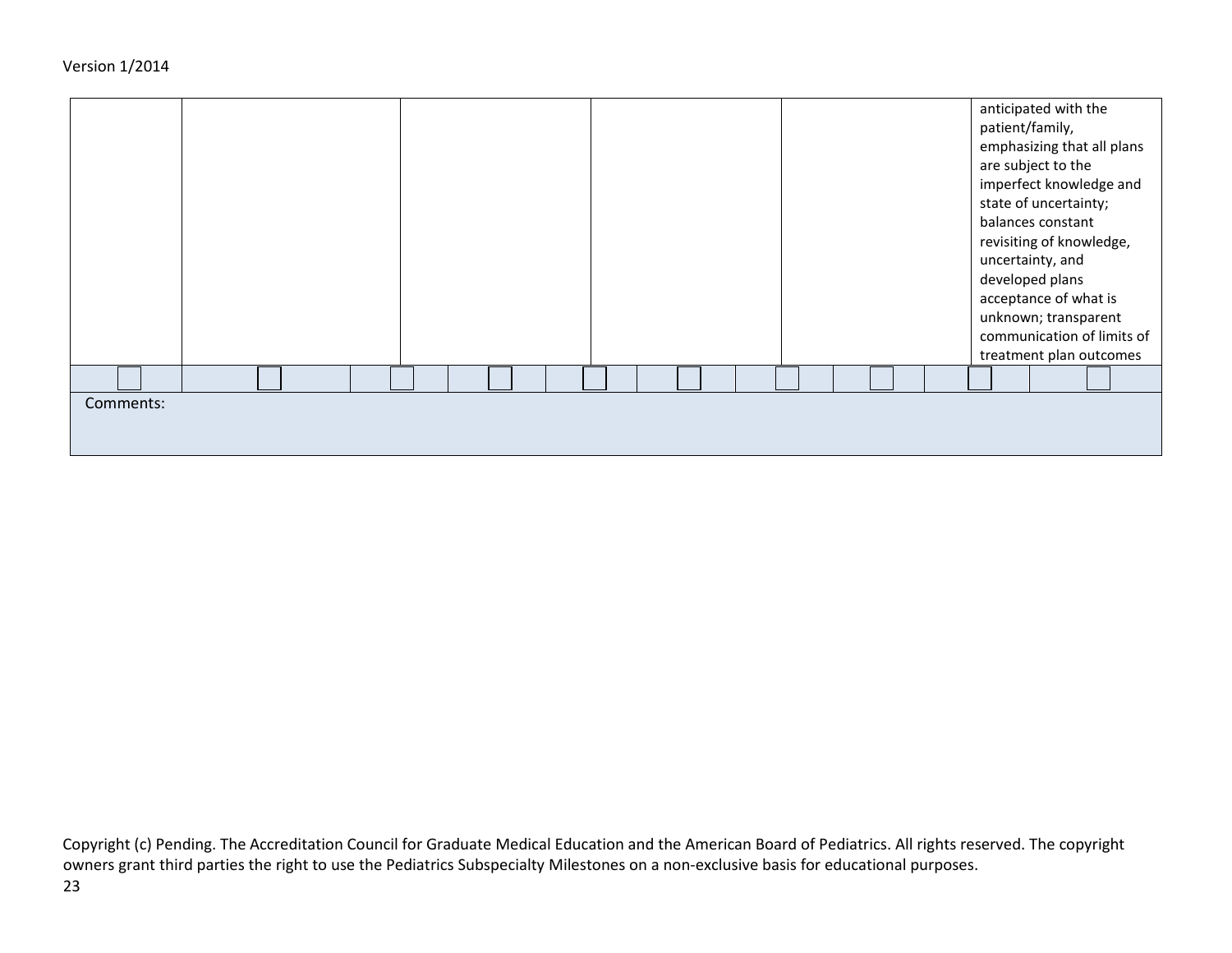| | | | | | |
|---|---|---|---|---|---|
| | | | | | anticipated with the patient/family, emphasizing that all plans are subject to the imperfect knowledge and state of uncertainty; balances constant revisiting of knowledge, uncertainty, and developed plans acceptance of what is unknown; transparent communication of limits of treatment plan outcomes |

Comments: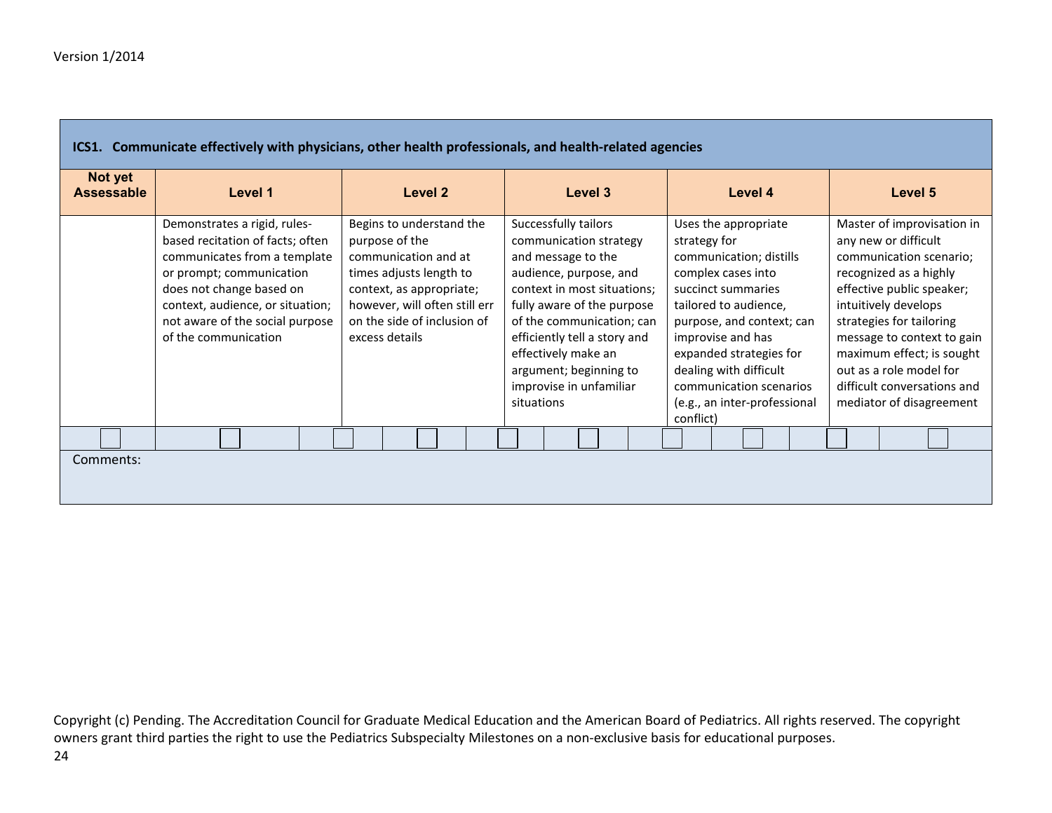| ICS1. Communicate effectively with physicians, other health professionals, and health-related agencies | | | | | |
|---|---|---|---|---|---|
| **Not yet Assessable** | **Level 1** | **Level 2** | **Level 3** | **Level 4** | **Level 5** |
| | Demonstrates a rigid, rules-based recitation of facts; often communicates from a template or prompt; communication does not change based on context, audience, or situation; not aware of the social purpose of the communication | Begins to understand the purpose of the communication and at times adjusts length to context, as appropriate; however, will often still err on the side of inclusion of excess details | Successfully tailors communication strategy and message to the audience, purpose, and context in most situations; fully aware of the purpose of the communication; can efficiently tell a story and effectively make an argument; beginning to improvise in unfamiliar situations | Uses the appropriate strategy for communication; distills complex cases into succinct summaries tailored to audience, purpose, and context; can improvise and has expanded strategies for dealing with difficult communication scenarios (e.g., an inter-professional conflict) | Master of improvisation in any new or difficult communication scenario; recognized as a highly effective public speaker; intuitively develops strategies for tailoring message to context to gain maximum effect; is sought out as a role model for difficult conversations and mediator of disagreement |

Comments: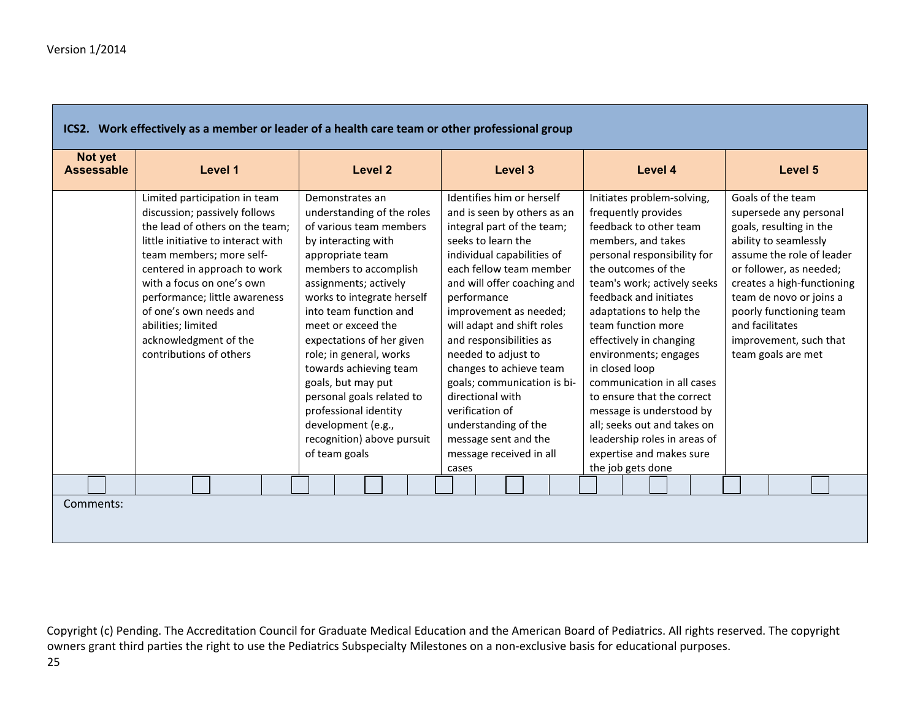| ICS2. Work effectively as a member or leader of a health care team or other professional group | | | | | |
|---|---|---|---|---|---|
| **Not yet Assessable** | **Level 1** | **Level 2** | **Level 3** | **Level 4** | **Level 5** |
| | Limited participation in team discussion; passively follows the lead of others on the team; little initiative to interact with team members; more self-centered in approach to work with a focus on one's own performance; little awareness of one's own needs and abilities; limited acknowledgment of the contributions of others | Demonstrates an understanding of the roles of various team members by interacting with appropriate team members to accomplish assignments; actively works to integrate herself into team function and meet or exceed the expectations of her given role; in general, works towards achieving team goals, but may put personal goals related to professional identity development (e.g., recognition) above pursuit of team goals | Identifies him or herself and is seen by others as an integral part of the team; seeks to learn the individual capabilities of each fellow team member and will offer coaching and performance improvement as needed; will adapt and shift roles and responsibilities as needed to adjust to changes to achieve team goals; communication is bi-directional with verification of understanding of the message sent and the message received in all cases | Initiates problem-solving, frequently provides feedback to other team members, and takes personal responsibility for the outcomes of the team's work; actively seeks feedback and initiates adaptations to help the team function more effectively in changing environments; engages in closed loop communication in all cases to ensure that the correct message is understood by all; seeks out and takes on leadership roles in areas of expertise and makes sure the job gets done | Goals of the team supersede any personal goals, resulting in the ability to seamlessly assume the role of leader or follower, as needed; creates a high-functioning team de novo or joins a poorly functioning team and facilitates improvement, such that team goals are met |
| ☐ | ☐ ☐ | ☐ ☐ | ☐ ☐ | ☐ ☐ | ☐ ☐ |

Comments:

Copyright (c) Pending. The Accreditation Council for Graduate Medical Education and the American Board of Pediatrics. All rights reserved. The copyright owners grant third parties the right to use the Pediatrics Subspecialty Milestones on a non-exclusive basis for educational purposes.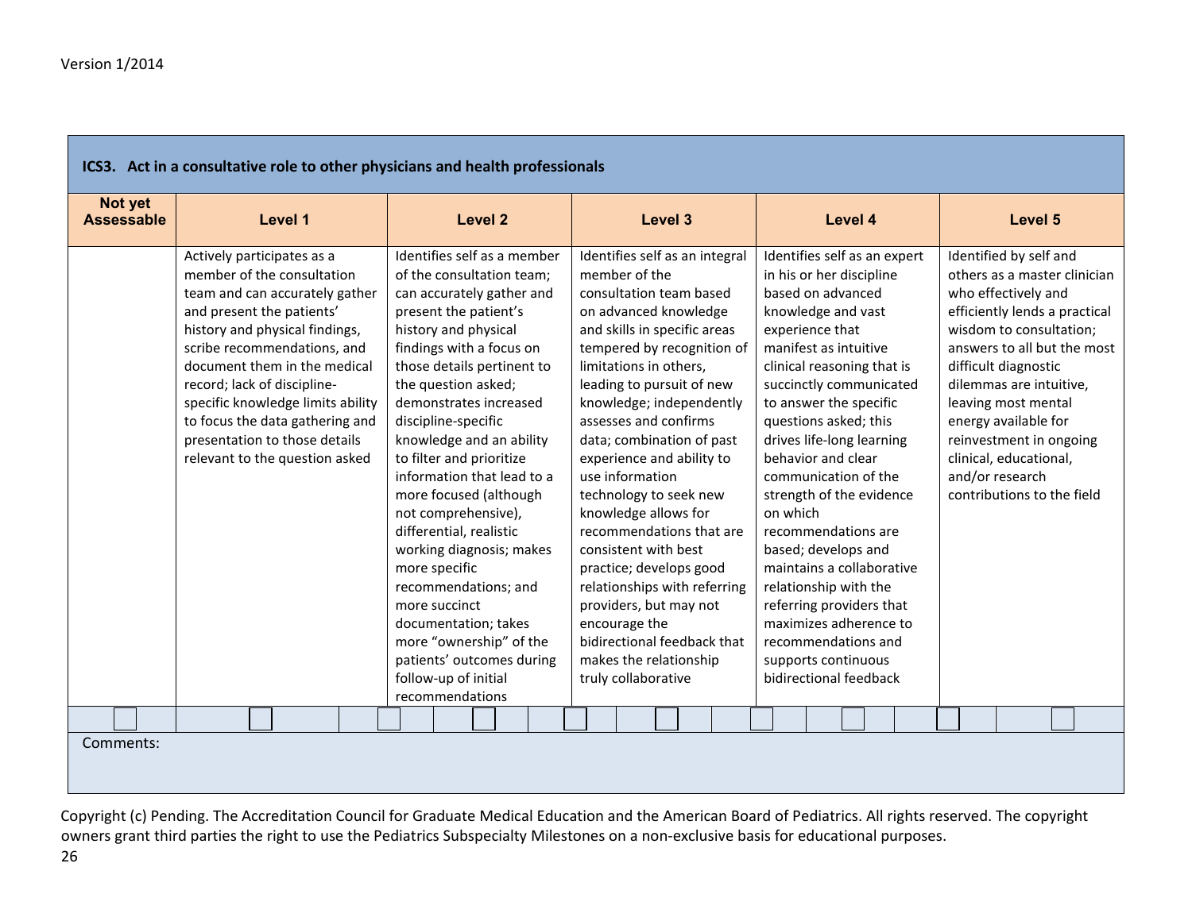| ICS3. Act in a consultative role to other physicians and health professionals | | | | | |
|---|---|---|---|---|---|
| **Not yet Assessable** | **Level 1** | **Level 2** | **Level 3** | **Level 4** | **Level 5** |
| | Actively participates as a member of the consultation team and can accurately gather and present the patients' history and physical findings, scribe recommendations, and document them in the medical record; lack of discipline-specific knowledge limits ability to focus the data gathering and presentation to those details relevant to the question asked | Identifies self as a member of the consultation team; can accurately gather and present the patient's history and physical findings with a focus on those details pertinent to the question asked; demonstrates increased discipline-specific knowledge and an ability to filter and prioritize information that lead to a more focused (although not comprehensive), differential, realistic working diagnosis; makes more specific recommendations; and more succinct documentation; takes more "ownership" of the patients' outcomes during follow-up of initial recommendations | Identifies self as an integral member of the consultation team based on advanced knowledge and skills in specific areas tempered by recognition of limitations in others, leading to pursuit of new knowledge; independently assesses and confirms data; combination of past experience and ability to use information technology to seek new knowledge allows for recommendations that are consistent with best practice; develops good relationships with referring providers, but may not encourage the bidirectional feedback that makes the relationship truly collaborative | Identifies self as an expert in his or her discipline based on advanced knowledge and vast experience that manifest as intuitive clinical reasoning that is succinctly communicated to answer the specific questions asked; this drives life-long learning behavior and clear communication of the strength of the evidence on which recommendations are based; develops and maintains a collaborative relationship with the referring providers that maximizes adherence to recommendations and supports continuous bidirectional feedback | Identified by self and others as a master clinician who effectively and efficiently lends a practical wisdom to consultation; answers to all but the most difficult diagnostic dilemmas are intuitive, leaving most mental energy available for reinvestment in ongoing clinical, educational, and/or research contributions to the field |

Comments:

Copyright (c) Pending. The Accreditation Council for Graduate Medical Education and the American Board of Pediatrics. All rights reserved. The copyright owners grant third parties the right to use the Pediatrics Subspecialty Milestones on a non-exclusive basis for educational purposes.